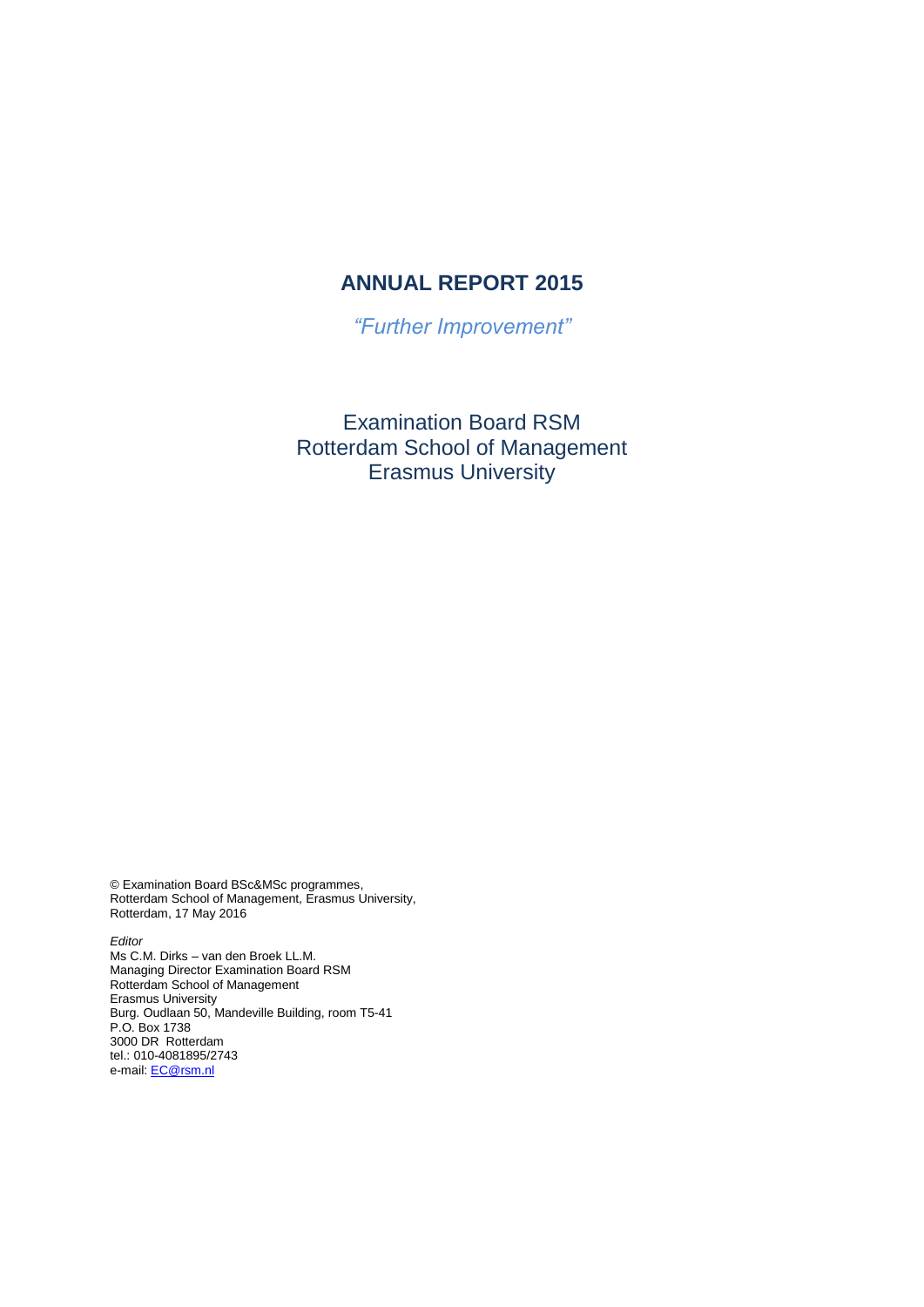# ANNUAL REPORT 2015

*"Further Improvement"*

Examination Board RSM
Rotterdam School of Management
Erasmus University

© Examination Board BSc&MSc programmes,
Rotterdam School of Management, Erasmus University,
Rotterdam, 17 May 2016

*Editor*
Ms C.M. Dirks – van den Broek LL.M.
Managing Director Examination Board RSM
Rotterdam School of Management
Erasmus University
Burg. Oudlaan 50, Mandeville Building, room T5-41
P.O. Box 1738
3000 DR Rotterdam
tel.: 010-4081895/2743
e-mail: EC@rsm.nl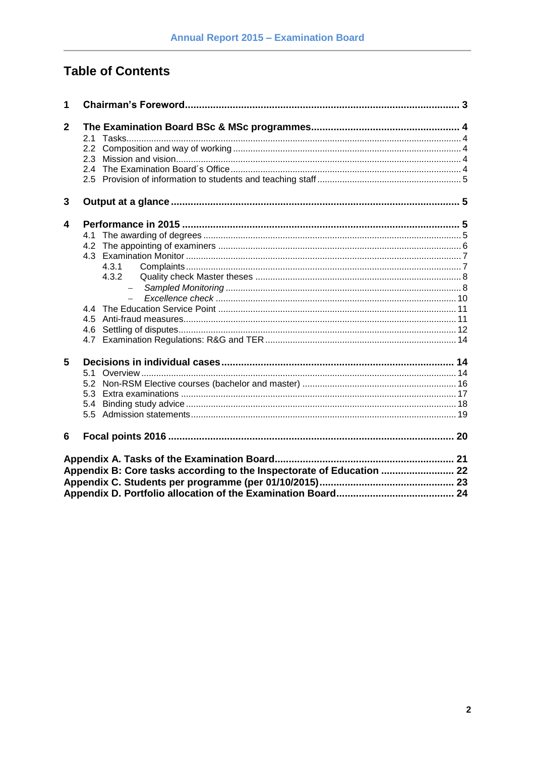# Table of Contents

**1 Chairman's Foreword ... 3**

**2 The Examination Board BSc & MSc programmes ... 4**

- 2.1 Tasks ... 4
- 2.2 Composition and way of working ... 4
- 2.3 Mission and vision ... 4
- 2.4 The Examination Board´s Office ... 4
- 2.5 Provision of information to students and teaching staff ... 5

**3 Output at a glance ... 5**

**4 Performance in 2015 ... 5**

- 4.1 The awarding of degrees ... 5
- 4.2 The appointing of examiners ... 6
- 4.3 Examination Monitor ... 7
  - 4.3.1 Complaints ... 7
  - 4.3.2 Quality check Master theses ... 8
    - *Sampled Monitoring* ... 8
    - *Excellence check* ... 10
- 4.4 The Education Service Point ... 11
- 4.5 Anti-fraud measures ... 11
- 4.6 Settling of disputes ... 12
- 4.7 Examination Regulations: R&G and TER ... 14

**5 Decisions in individual cases ... 14**

- 5.1 Overview ... 14
- 5.2 Non-RSM Elective courses (bachelor and master) ... 16
- 5.3 Extra examinations ... 17
- 5.4 Binding study advice ... 18
- 5.5 Admission statements ... 19

**6 Focal points 2016 ... 20**

**Appendix A. Tasks of the Examination Board ... 21**

**Appendix B: Core tasks according to the Inspectorate of Education ... 22**

**Appendix C. Students per programme (per 01/10/2015) ... 23**

**Appendix D. Portfolio allocation of the Examination Board ... 24**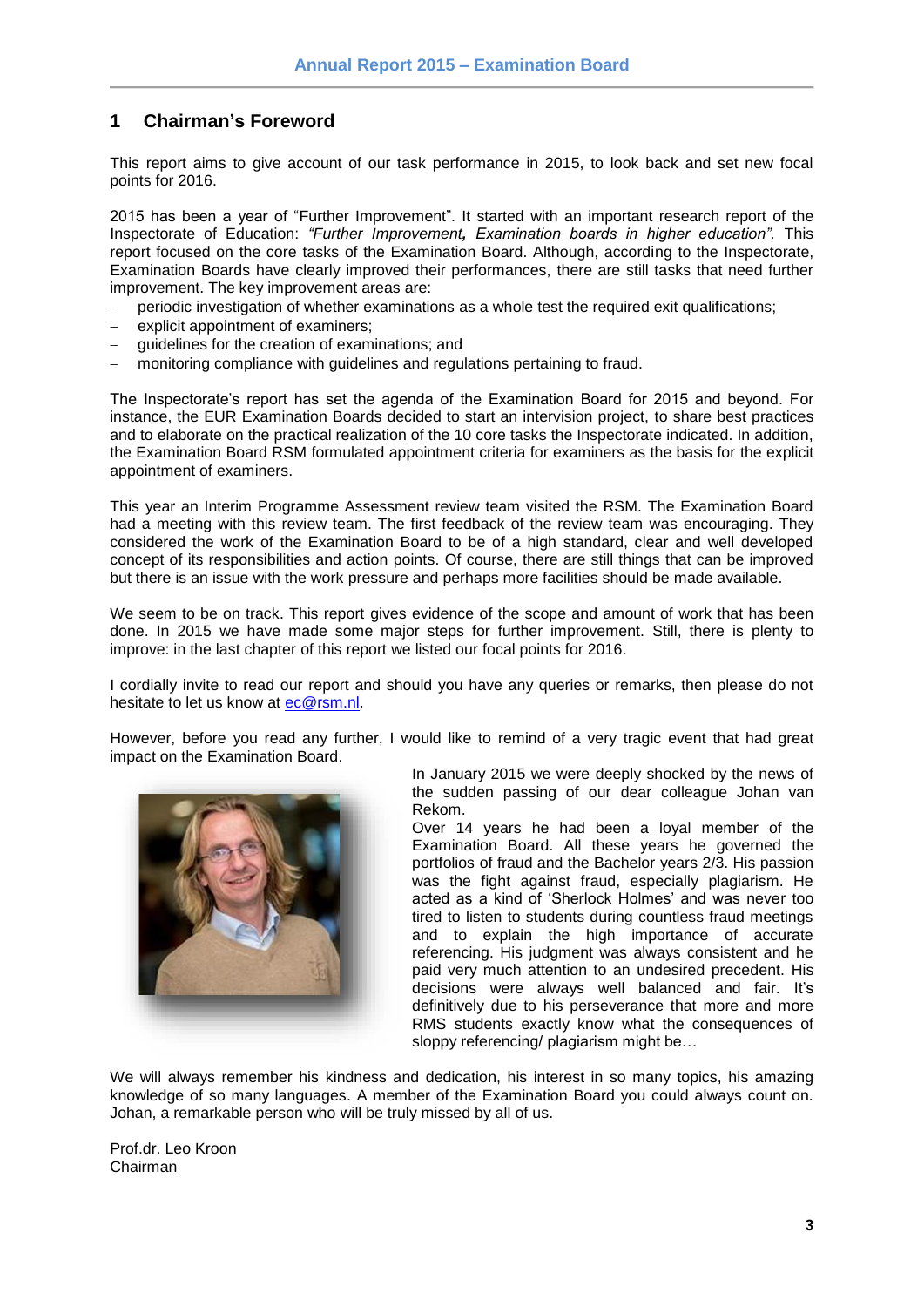# 1 Chairman's Foreword

This report aims to give account of our task performance in 2015, to look back and set new focal points for 2016.

2015 has been a year of "Further Improvement". It started with an important research report of the Inspectorate of Education: *"Further Improvement**,** Examination boards in higher education"*. This report focused on the core tasks of the Examination Board. Although, according to the Inspectorate, Examination Boards have clearly improved their performances, there are still tasks that need further improvement. The key improvement areas are:

- periodic investigation of whether examinations as a whole test the required exit qualifications;
- explicit appointment of examiners;
- guidelines for the creation of examinations; and
- monitoring compliance with guidelines and regulations pertaining to fraud.

The Inspectorate's report has set the agenda of the Examination Board for 2015 and beyond. For instance, the EUR Examination Boards decided to start an intervision project, to share best practices and to elaborate on the practical realization of the 10 core tasks the Inspectorate indicated. In addition, the Examination Board RSM formulated appointment criteria for examiners as the basis for the explicit appointment of examiners.

This year an Interim Programme Assessment review team visited the RSM. The Examination Board had a meeting with this review team. The first feedback of the review team was encouraging. They considered the work of the Examination Board to be of a high standard, clear and well developed concept of its responsibilities and action points. Of course, there are still things that can be improved but there is an issue with the work pressure and perhaps more facilities should be made available.

We seem to be on track. This report gives evidence of the scope and amount of work that has been done. In 2015 we have made some major steps for further improvement. Still, there is plenty to improve: in the last chapter of this report we listed our focal points for 2016.

I cordially invite to read our report and should you have any queries or remarks, then please do not hesitate to let us know at ec@rsm.nl.

However, before you read any further, I would like to remind of a very tragic event that had great impact on the Examination Board.

In January 2015 we were deeply shocked by the news of the sudden passing of our dear colleague Johan van Rekom.
Over 14 years he had been a loyal member of the Examination Board. All these years he governed the portfolios of fraud and the Bachelor years 2/3. His passion was the fight against fraud, especially plagiarism. He acted as a kind of 'Sherlock Holmes' and was never too tired to listen to students during countless fraud meetings and to explain the high importance of accurate referencing. His judgment was always consistent and he paid very much attention to an undesired precedent. His decisions were always well balanced and fair. It's definitively due to his perseverance that more and more RMS students exactly know what the consequences of sloppy referencing/ plagiarism might be…

We will always remember his kindness and dedication, his interest in so many topics, his amazing knowledge of so many languages. A member of the Examination Board you could always count on. Johan, a remarkable person who will be truly missed by all of us.

Prof.dr. Leo Kroon
Chairman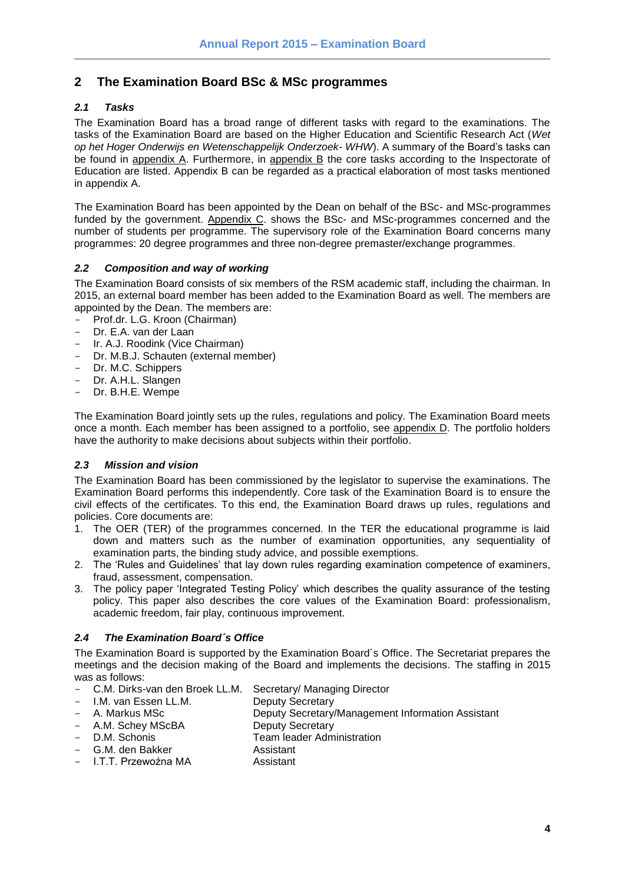## 2 The Examination Board BSc & MSc programmes

### *2.1 Tasks*

The Examination Board has a broad range of different tasks with regard to the examinations. The tasks of the Examination Board are based on the Higher Education and Scientific Research Act (*Wet op het Hoger Onderwijs en Wetenschappelijk Onderzoek- WHW*). A summary of the Board's tasks can be found in appendix A. Furthermore, in appendix B the core tasks according to the Inspectorate of Education are listed. Appendix B can be regarded as a practical elaboration of most tasks mentioned in appendix A.

The Examination Board has been appointed by the Dean on behalf of the BSc- and MSc-programmes funded by the government. Appendix C. shows the BSc- and MSc-programmes concerned and the number of students per programme. The supervisory role of the Examination Board concerns many programmes: 20 degree programmes and three non-degree premaster/exchange programmes.

### *2.2 Composition and way of working*

The Examination Board consists of six members of the RSM academic staff, including the chairman. In 2015, an external board member has been added to the Examination Board as well. The members are appointed by the Dean. The members are:

- Prof.dr. L.G. Kroon (Chairman)
- Dr. E.A. van der Laan
- Ir. A.J. Roodink (Vice Chairman)
- Dr. M.B.J. Schauten (external member)
- Dr. M.C. Schippers
- Dr. A.H.L. Slangen
- Dr. B.H.E. Wempe

The Examination Board jointly sets up the rules, regulations and policy. The Examination Board meets once a month. Each member has been assigned to a portfolio, see appendix D. The portfolio holders have the authority to make decisions about subjects within their portfolio.

### *2.3 Mission and vision*

The Examination Board has been commissioned by the legislator to supervise the examinations. The Examination Board performs this independently. Core task of the Examination Board is to ensure the civil effects of the certificates. To this end, the Examination Board draws up rules, regulations and policies. Core documents are:

1. The OER (TER) of the programmes concerned. In the TER the educational programme is laid down and matters such as the number of examination opportunities, any sequentiality of examination parts, the binding study advice, and possible exemptions.
2. The 'Rules and Guidelines' that lay down rules regarding examination competence of examiners, fraud, assessment, compensation.
3. The policy paper 'Integrated Testing Policy' which describes the quality assurance of the testing policy. This paper also describes the core values of the Examination Board: professionalism, academic freedom, fair play, continuous improvement.

### *2.4 The Examination Board´s Office*

The Examination Board is supported by the Examination Board´s Office. The Secretariat prepares the meetings and the decision making of the Board and implements the decisions. The staffing in 2015 was as follows:

- C.M. Dirks-van den Broek LL.M. — Secretary/ Managing Director
- I.M. van Essen LL.M. — Deputy Secretary
- A. Markus MSc — Deputy Secretary/Management Information Assistant
- A.M. Schey MScBA — Deputy Secretary
- D.M. Schonis — Team leader Administration
- G.M. den Bakker — Assistant
- I.T.T. Przewoźna MA — Assistant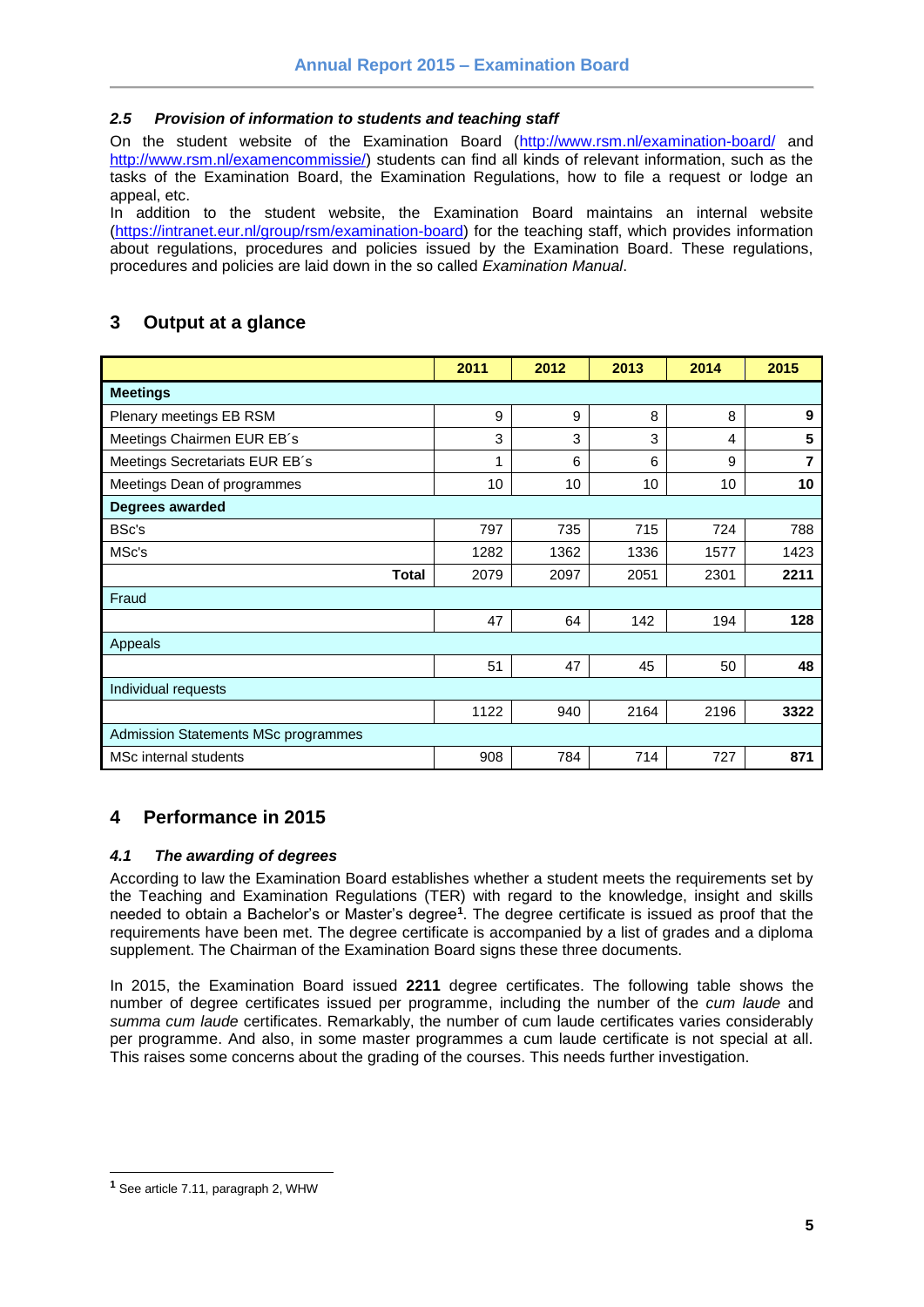### *2.5 Provision of information to students and teaching staff*

On the student website of the Examination Board (http://www.rsm.nl/examination-board/ and http://www.rsm.nl/examencommissie/) students can find all kinds of relevant information, such as the tasks of the Examination Board, the Examination Regulations, how to file a request or lodge an appeal, etc.
In addition to the student website, the Examination Board maintains an internal website (https://intranet.eur.nl/group/rsm/examination-board) for the teaching staff, which provides information about regulations, procedures and policies issued by the Examination Board. These regulations, procedures and policies are laid down in the so called *Examination Manual*.

## 3 Output at a glance

| | 2011 | 2012 | 2013 | 2014 | 2015 |
|---|---|---|---|---|---|
| **Meetings** | | | | | |
| Plenary meetings EB RSM | 9 | 9 | 8 | 8 | **9** |
| Meetings Chairmen EUR EB´s | 3 | 3 | 3 | 4 | **5** |
| Meetings Secretariats EUR EB´s | 1 | 6 | 6 | 9 | **7** |
| Meetings Dean of programmes | 10 | 10 | 10 | 10 | **10** |
| **Degrees awarded** | | | | | |
| BSc's | 797 | 735 | 715 | 724 | 788 |
| MSc's | 1282 | 1362 | 1336 | 1577 | 1423 |
| **Total** | 2079 | 2097 | 2051 | 2301 | **2211** |
| Fraud | | | | | |
| | 47 | 64 | 142 | 194 | **128** |
| Appeals | | | | | |
| | 51 | 47 | 45 | 50 | **48** |
| Individual requests | | | | | |
| | 1122 | 940 | 2164 | 2196 | **3322** |
| Admission Statements MSc programmes | | | | | |
| MSc internal students | 908 | 784 | 714 | 727 | **871** |

## 4 Performance in 2015

### *4.1 The awarding of degrees*

According to law the Examination Board establishes whether a student meets the requirements set by the Teaching and Examination Regulations (TER) with regard to the knowledge, insight and skills needed to obtain a Bachelor's or Master's degree[1]. The degree certificate is issued as proof that the requirements have been met. The degree certificate is accompanied by a list of grades and a diploma supplement. The Chairman of the Examination Board signs these three documents.

In 2015, the Examination Board issued **2211** degree certificates. The following table shows the number of degree certificates issued per programme, including the number of the *cum laude* and *summa cum laude* certificates. Remarkably, the number of cum laude certificates varies considerably per programme. And also, in some master programmes a cum laude certificate is not special at all. This raises some concerns about the grading of the courses. This needs further investigation.

[1] See article 7.11, paragraph 2, WHW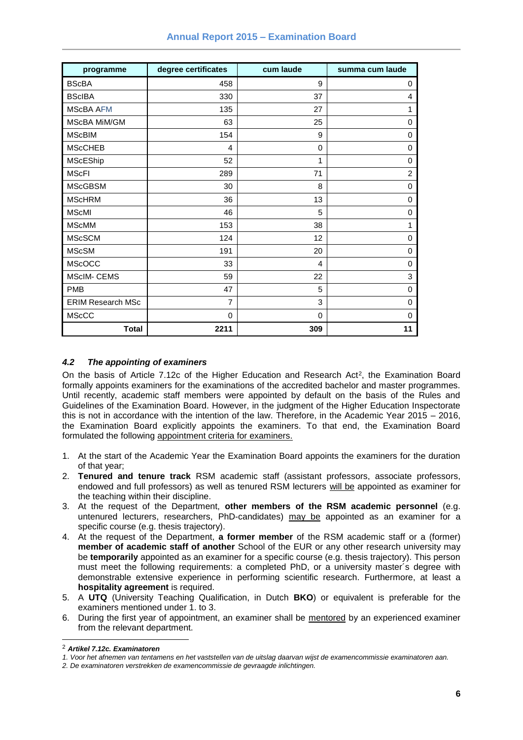| programme | degree certificates | cum laude | summa cum laude |
|---|---|---|---|
| BScBA | 458 | 9 | 0 |
| BScIBA | 330 | 37 | 4 |
| MScBA AFM | 135 | 27 | 1 |
| MScBA MiM/GM | 63 | 25 | 0 |
| MScBIM | 154 | 9 | 0 |
| MScCHEB | 4 | 0 | 0 |
| MScEShip | 52 | 1 | 0 |
| MScFI | 289 | 71 | 2 |
| MScGBSM | 30 | 8 | 0 |
| MScHRM | 36 | 13 | 0 |
| MScMI | 46 | 5 | 0 |
| MScMM | 153 | 38 | 1 |
| MScSCM | 124 | 12 | 0 |
| MScSM | 191 | 20 | 0 |
| MScOCC | 33 | 4 | 0 |
| MScIM- CEMS | 59 | 22 | 3 |
| PMB | 47 | 5 | 0 |
| ERIM Research MSc | 7 | 3 | 0 |
| MScCC | 0 | 0 | 0 |
| **Total** | **2211** | **309** | **11** |

### *4.2 The appointing of examiners*

On the basis of Article 7.12c of the Higher Education and Research Act[2], the Examination Board formally appoints examiners for the examinations of the accredited bachelor and master programmes. Until recently, academic staff members were appointed by default on the basis of the Rules and Guidelines of the Examination Board. However, in the judgment of the Higher Education Inspectorate this is not in accordance with the intention of the law. Therefore, in the Academic Year 2015 – 2016, the Examination Board explicitly appoints the examiners. To that end, the Examination Board formulated the following appointment criteria for examiners.

1. At the start of the Academic Year the Examination Board appoints the examiners for the duration of that year;
2. **Tenured and tenure track** RSM academic staff (assistant professors, associate professors, endowed and full professors) as well as tenured RSM lecturers will be appointed as examiner for the teaching within their discipline.
3. At the request of the Department, **other members of the RSM academic personnel** (e.g. untenured lecturers, researchers, PhD-candidates) may be appointed as an examiner for a specific course (e.g. thesis trajectory).
4. At the request of the Department, **a former member** of the RSM academic staff or a (former) **member of academic staff of another** School of the EUR or any other research university may be **temporarily** appointed as an examiner for a specific course (e.g. thesis trajectory). This person must meet the following requirements: a completed PhD, or a university master´s degree with demonstrable extensive experience in performing scientific research. Furthermore, at least a **hospitality agreement** is required.
5. A **UTQ** (University Teaching Qualification, in Dutch **BKO**) or equivalent is preferable for the examiners mentioned under 1. to 3.
6. During the first year of appointment, an examiner shall be mentored by an experienced examiner from the relevant department.

---

[2] ***Artikel 7.12c. Examinatoren***
*1. Voor het afnemen van tentamens en het vaststellen van de uitslag daarvan wijst de examencommissie examinatoren aan.*
*2. De examinatoren verstrekken de examencommissie de gevraagde inlichtingen.*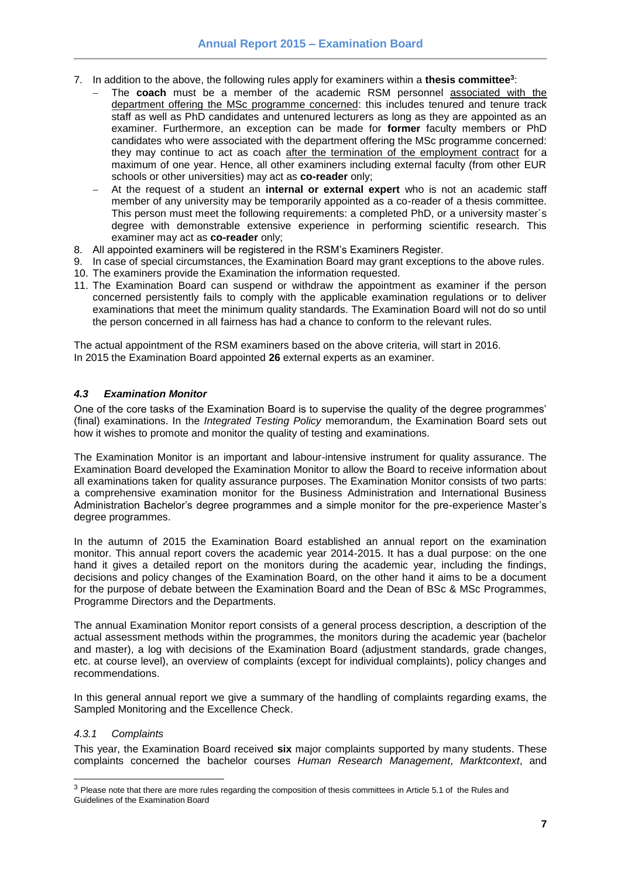7. In addition to the above, the following rules apply for examiners within a **thesis committee**[3]:
   - The **coach** must be a member of the academic RSM personnel associated with the department offering the MSc programme concerned: this includes tenured and tenure track staff as well as PhD candidates and untenured lecturers as long as they are appointed as an examiner. Furthermore, an exception can be made for **former** faculty members or PhD candidates who were associated with the department offering the MSc programme concerned: they may continue to act as coach after the termination of the employment contract for a maximum of one year. Hence, all other examiners including external faculty (from other EUR schools or other universities) may act as **co-reader** only;
   - At the request of a student an **internal or external expert** who is not an academic staff member of any university may be temporarily appointed as a co-reader of a thesis committee. This person must meet the following requirements: a completed PhD, or a university master´s degree with demonstrable extensive experience in performing scientific research. This examiner may act as **co-reader** only;
8. All appointed examiners will be registered in the RSM's Examiners Register.
9. In case of special circumstances, the Examination Board may grant exceptions to the above rules.
10. The examiners provide the Examination the information requested.
11. The Examination Board can suspend or withdraw the appointment as examiner if the person concerned persistently fails to comply with the applicable examination regulations or to deliver examinations that meet the minimum quality standards. The Examination Board will not do so until the person concerned in all fairness has had a chance to conform to the relevant rules.

The actual appointment of the RSM examiners based on the above criteria, will start in 2016.
In 2015 the Examination Board appointed **26** external experts as an examiner.

### *4.3 Examination Monitor*

One of the core tasks of the Examination Board is to supervise the quality of the degree programmes' (final) examinations. In the *Integrated Testing Policy* memorandum, the Examination Board sets out how it wishes to promote and monitor the quality of testing and examinations.

The Examination Monitor is an important and labour-intensive instrument for quality assurance. The Examination Board developed the Examination Monitor to allow the Board to receive information about all examinations taken for quality assurance purposes. The Examination Monitor consists of two parts: a comprehensive examination monitor for the Business Administration and International Business Administration Bachelor's degree programmes and a simple monitor for the pre-experience Master's degree programmes.

In the autumn of 2015 the Examination Board established an annual report on the examination monitor. This annual report covers the academic year 2014-2015. It has a dual purpose: on the one hand it gives a detailed report on the monitors during the academic year, including the findings, decisions and policy changes of the Examination Board, on the other hand it aims to be a document for the purpose of debate between the Examination Board and the Dean of BSc & MSc Programmes, Programme Directors and the Departments.

The annual Examination Monitor report consists of a general process description, a description of the actual assessment methods within the programmes, the monitors during the academic year (bachelor and master), a log with decisions of the Examination Board (adjustment standards, grade changes, etc. at course level), an overview of complaints (except for individual complaints), policy changes and recommendations.

In this general annual report we give a summary of the handling of complaints regarding exams, the Sampled Monitoring and the Excellence Check.

#### *4.3.1 Complaints*

This year, the Examination Board received **six** major complaints supported by many students. These complaints concerned the bachelor courses *Human Research Management*, *Marktcontext*, and

[3] Please note that there are more rules regarding the composition of thesis committees in Article 5.1 of the Rules and Guidelines of the Examination Board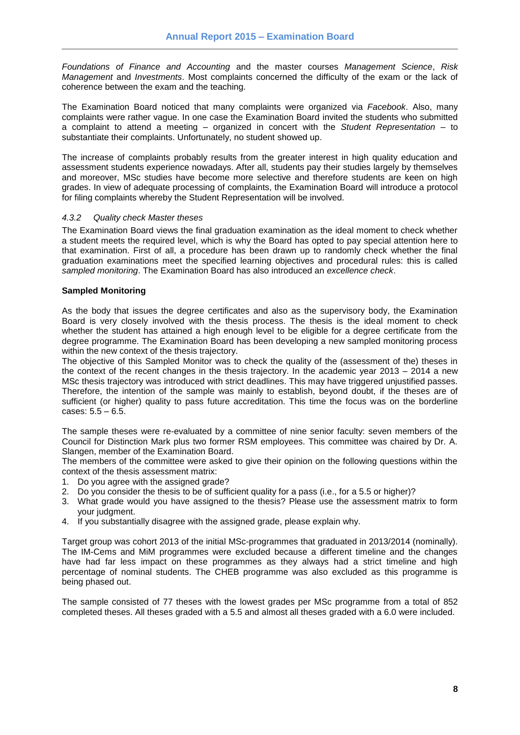*Foundations of Finance and Accounting* and the master courses *Management Science*, *Risk Management* and *Investments*. Most complaints concerned the difficulty of the exam or the lack of coherence between the exam and the teaching.

The Examination Board noticed that many complaints were organized via *Facebook*. Also, many complaints were rather vague. In one case the Examination Board invited the students who submitted a complaint to attend a meeting – organized in concert with the *Student Representation* – to substantiate their complaints. Unfortunately, no student showed up.

The increase of complaints probably results from the greater interest in high quality education and assessment students experience nowadays. After all, students pay their studies largely by themselves and moreover, MSc studies have become more selective and therefore students are keen on high grades. In view of adequate processing of complaints, the Examination Board will introduce a protocol for filing complaints whereby the Student Representation will be involved.

#### *4.3.2 Quality check Master theses*

The Examination Board views the final graduation examination as the ideal moment to check whether a student meets the required level, which is why the Board has opted to pay special attention here to that examination. First of all, a procedure has been drawn up to randomly check whether the final graduation examinations meet the specified learning objectives and procedural rules: this is called *sampled monitoring*. The Examination Board has also introduced an *excellence check*.

**Sampled Monitoring**

As the body that issues the degree certificates and also as the supervisory body, the Examination Board is very closely involved with the thesis process. The thesis is the ideal moment to check whether the student has attained a high enough level to be eligible for a degree certificate from the degree programme. The Examination Board has been developing a new sampled monitoring process within the new context of the thesis trajectory.
The objective of this Sampled Monitor was to check the quality of the (assessment of the) theses in the context of the recent changes in the thesis trajectory. In the academic year 2013 – 2014 a new MSc thesis trajectory was introduced with strict deadlines. This may have triggered unjustified passes. Therefore, the intention of the sample was mainly to establish, beyond doubt, if the theses are of sufficient (or higher) quality to pass future accreditation. This time the focus was on the borderline cases: 5.5 – 6.5.

The sample theses were re-evaluated by a committee of nine senior faculty: seven members of the Council for Distinction Mark plus two former RSM employees. This committee was chaired by Dr. A. Slangen, member of the Examination Board.
The members of the committee were asked to give their opinion on the following questions within the context of the thesis assessment matrix:

1. Do you agree with the assigned grade?
2. Do you consider the thesis to be of sufficient quality for a pass (i.e., for a 5.5 or higher)?
3. What grade would you have assigned to the thesis? Please use the assessment matrix to form your judgment.
4. If you substantially disagree with the assigned grade, please explain why.

Target group was cohort 2013 of the initial MSc-programmes that graduated in 2013/2014 (nominally). The IM-Cems and MiM programmes were excluded because a different timeline and the changes have had far less impact on these programmes as they always had a strict timeline and high percentage of nominal students. The CHEB programme was also excluded as this programme is being phased out.

The sample consisted of 77 theses with the lowest grades per MSc programme from a total of 852 completed theses. All theses graded with a 5.5 and almost all theses graded with a 6.0 were included.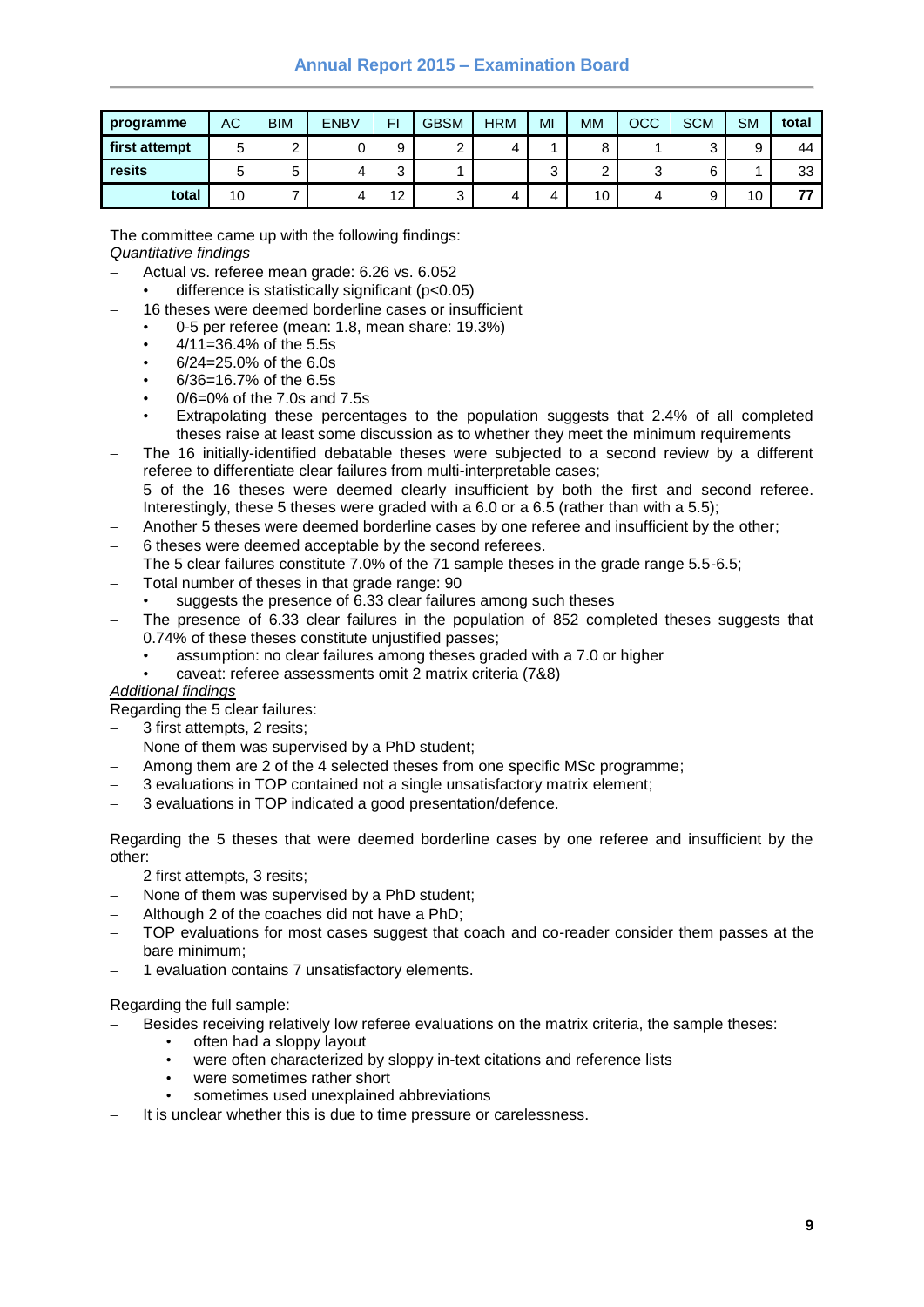| programme | AC | BIM | ENBV | FI | GBSM | HRM | MI | MM | OCC | SCM | SM | total |
|---|---|---|---|---|---|---|---|---|---|---|---|---|
| first attempt | 5 | 2 | 0 | 9 | 2 | 4 | 1 | 8 | 1 | 3 | 9 | 44 |
| resits | 5 | 5 | 4 | 3 | 1 | | 3 | 2 | 3 | 6 | 1 | 33 |
| total | 10 | 7 | 4 | 12 | 3 | 4 | 4 | 10 | 4 | 9 | 10 | **77** |

The committee came up with the following findings:

<u>Quantitative findings</u>

- Actual vs. referee mean grade: 6.26 vs. 6.052
  - difference is statistically significant ($p<0.05$)
- 16 theses were deemed borderline cases or insufficient
  - 0-5 per referee (mean: 1.8, mean share: 19.3%)
  - 4/11=36.4% of the 5.5s
  - 6/24=25.0% of the 6.0s
  - 6/36=16.7% of the 6.5s
  - 0/6=0% of the 7.0s and 7.5s
  - Extrapolating these percentages to the population suggests that 2.4% of all completed theses raise at least some discussion as to whether they meet the minimum requirements
- The 16 initially-identified debatable theses were subjected to a second review by a different referee to differentiate clear failures from multi-interpretable cases;
- 5 of the 16 theses were deemed clearly insufficient by both the first and second referee. Interestingly, these 5 theses were graded with a 6.0 or a 6.5 (rather than with a 5.5);
- Another 5 theses were deemed borderline cases by one referee and insufficient by the other;
- 6 theses were deemed acceptable by the second referees.
- The 5 clear failures constitute 7.0% of the 71 sample theses in the grade range 5.5-6.5;
- Total number of theses in that grade range: 90
  - suggests the presence of 6.33 clear failures among such theses
- The presence of 6.33 clear failures in the population of 852 completed theses suggests that 0.74% of these theses constitute unjustified passes;
  - assumption: no clear failures among theses graded with a 7.0 or higher
  - caveat: referee assessments omit 2 matrix criteria (7&8)

<u>Additional findings</u>

Regarding the 5 clear failures:

- 3 first attempts, 2 resits;
- None of them was supervised by a PhD student;
- Among them are 2 of the 4 selected theses from one specific MSc programme;
- 3 evaluations in TOP contained not a single unsatisfactory matrix element;
- 3 evaluations in TOP indicated a good presentation/defence.

Regarding the 5 theses that were deemed borderline cases by one referee and insufficient by the other:

- 2 first attempts, 3 resits;
- None of them was supervised by a PhD student;
- Although 2 of the coaches did not have a PhD;
- TOP evaluations for most cases suggest that coach and co-reader consider them passes at the bare minimum;
- 1 evaluation contains 7 unsatisfactory elements.

Regarding the full sample:

- Besides receiving relatively low referee evaluations on the matrix criteria, the sample theses:
  - often had a sloppy layout
  - were often characterized by sloppy in-text citations and reference lists
  - were sometimes rather short
  - sometimes used unexplained abbreviations
- It is unclear whether this is due to time pressure or carelessness.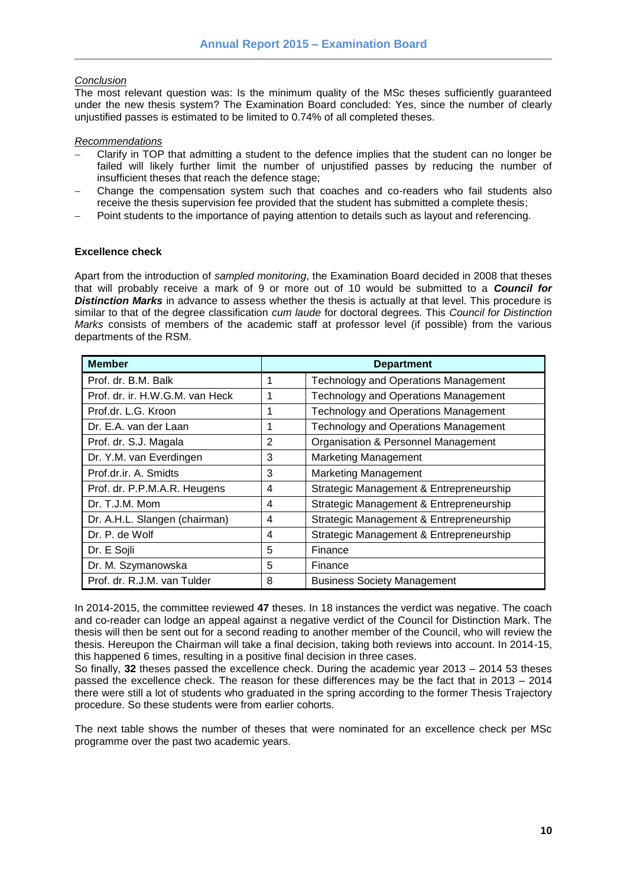*Conclusion*

The most relevant question was: Is the minimum quality of the MSc theses sufficiently guaranteed under the new thesis system? The Examination Board concluded: Yes, since the number of clearly unjustified passes is estimated to be limited to 0.74% of all completed theses.

*Recommendations*

- Clarify in TOP that admitting a student to the defence implies that the student can no longer be failed will likely further limit the number of unjustified passes by reducing the number of insufficient theses that reach the defence stage;
- Change the compensation system such that coaches and co-readers who fail students also receive the thesis supervision fee provided that the student has submitted a complete thesis;
- Point students to the importance of paying attention to details such as layout and referencing.

**Excellence check**

Apart from the introduction of *sampled monitoring*, the Examination Board decided in 2008 that theses that will probably receive a mark of 9 or more out of 10 would be submitted to a ***Council for Distinction Marks*** in advance to assess whether the thesis is actually at that level. This procedure is similar to that of the degree classification *cum laude* for doctoral degrees. This *Council for Distinction Marks* consists of members of the academic staff at professor level (if possible) from the various departments of the RSM.

| Member | Department | |
|---|---|---|
| Prof. dr. B.M. Balk | 1 | Technology and Operations Management |
| Prof. dr. ir. H.W.G.M. van Heck | 1 | Technology and Operations Management |
| Prof.dr. L.G. Kroon | 1 | Technology and Operations Management |
| Dr. E.A. van der Laan | 1 | Technology and Operations Management |
| Prof. dr. S.J. Magala | 2 | Organisation & Personnel Management |
| Dr. Y.M. van Everdingen | 3 | Marketing Management |
| Prof.dr.ir. A. Smidts | 3 | Marketing Management |
| Prof. dr. P.P.M.A.R. Heugens | 4 | Strategic Management & Entrepreneurship |
| Dr. T.J.M. Mom | 4 | Strategic Management & Entrepreneurship |
| Dr. A.H.L. Slangen (chairman) | 4 | Strategic Management & Entrepreneurship |
| Dr. P. de Wolf | 4 | Strategic Management & Entrepreneurship |
| Dr. E Sojli | 5 | Finance |
| Dr. M. Szymanowska | 5 | Finance |
| Prof. dr. R.J.M. van Tulder | 8 | Business Society Management |

In 2014-2015, the committee reviewed **47** theses. In 18 instances the verdict was negative. The coach and co-reader can lodge an appeal against a negative verdict of the Council for Distinction Mark. The thesis will then be sent out for a second reading to another member of the Council, who will review the thesis. Hereupon the Chairman will take a final decision, taking both reviews into account. In 2014-15, this happened 6 times, resulting in a positive final decision in three cases.

So finally, **32** theses passed the excellence check. During the academic year 2013 – 2014 53 theses passed the excellence check. The reason for these differences may be the fact that in 2013 – 2014 there were still a lot of students who graduated in the spring according to the former Thesis Trajectory procedure. So these students were from earlier cohorts.

The next table shows the number of theses that were nominated for an excellence check per MSc programme over the past two academic years.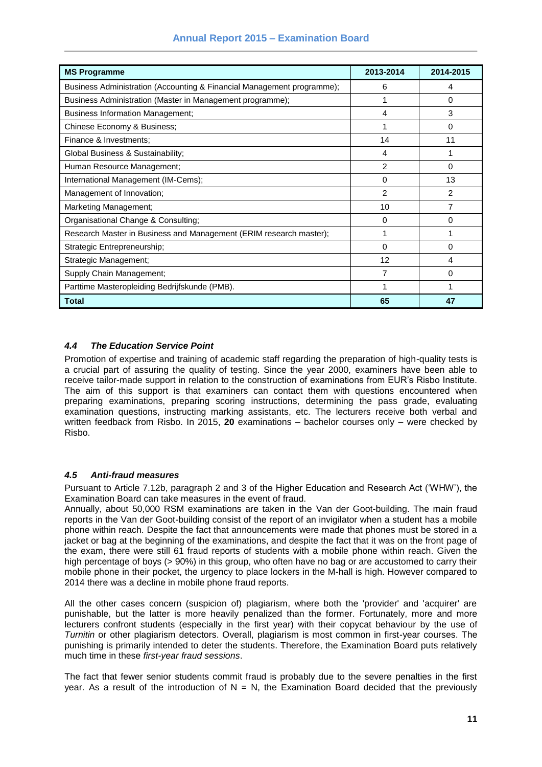| MS Programme | 2013-2014 | 2014-2015 |
|---|---|---|
| Business Administration (Accounting & Financial Management programme); | 6 | 4 |
| Business Administration (Master in Management programme); | 1 | 0 |
| Business Information Management; | 4 | 3 |
| Chinese Economy & Business; | 1 | 0 |
| Finance & Investments; | 14 | 11 |
| Global Business & Sustainability; | 4 | 1 |
| Human Resource Management; | 2 | 0 |
| International Management (IM-Cems); | 0 | 13 |
| Management of Innovation; | 2 | 2 |
| Marketing Management; | 10 | 7 |
| Organisational Change & Consulting; | 0 | 0 |
| Research Master in Business and Management (ERIM research master); | 1 | 1 |
| Strategic Entrepreneurship; | 0 | 0 |
| Strategic Management; | 12 | 4 |
| Supply Chain Management; | 7 | 0 |
| Parttime Masteropleiding Bedrijfskunde (PMB). | 1 | 1 |
| **Total** | **65** | **47** |

### *4.4 The Education Service Point*

Promotion of expertise and training of academic staff regarding the preparation of high-quality tests is a crucial part of assuring the quality of testing. Since the year 2000, examiners have been able to receive tailor-made support in relation to the construction of examinations from EUR's Risbo Institute. The aim of this support is that examiners can contact them with questions encountered when preparing examinations, preparing scoring instructions, determining the pass grade, evaluating examination questions, instructing marking assistants, etc. The lecturers receive both verbal and written feedback from Risbo. In 2015, **20** examinations – bachelor courses only – were checked by Risbo.

### *4.5 Anti-fraud measures*

Pursuant to Article 7.12b, paragraph 2 and 3 of the Higher Education and Research Act ('WHW'), the Examination Board can take measures in the event of fraud.

Annually, about 50,000 RSM examinations are taken in the Van der Goot-building. The main fraud reports in the Van der Goot-building consist of the report of an invigilator when a student has a mobile phone within reach. Despite the fact that announcements were made that phones must be stored in a jacket or bag at the beginning of the examinations, and despite the fact that it was on the front page of the exam, there were still 61 fraud reports of students with a mobile phone within reach. Given the high percentage of boys (> 90%) in this group, who often have no bag or are accustomed to carry their mobile phone in their pocket, the urgency to place lockers in the M-hall is high. However compared to 2014 there was a decline in mobile phone fraud reports.

All the other cases concern (suspicion of) plagiarism, where both the 'provider' and 'acquirer' are punishable, but the latter is more heavily penalized than the former. Fortunately, more and more lecturers confront students (especially in the first year) with their copycat behaviour by the use of *Turnitin* or other plagiarism detectors. Overall, plagiarism is most common in first-year courses. The punishing is primarily intended to deter the students. Therefore, the Examination Board puts relatively much time in these *first-year fraud sessions*.

The fact that fewer senior students commit fraud is probably due to the severe penalties in the first year. As a result of the introduction of N = N, the Examination Board decided that the previously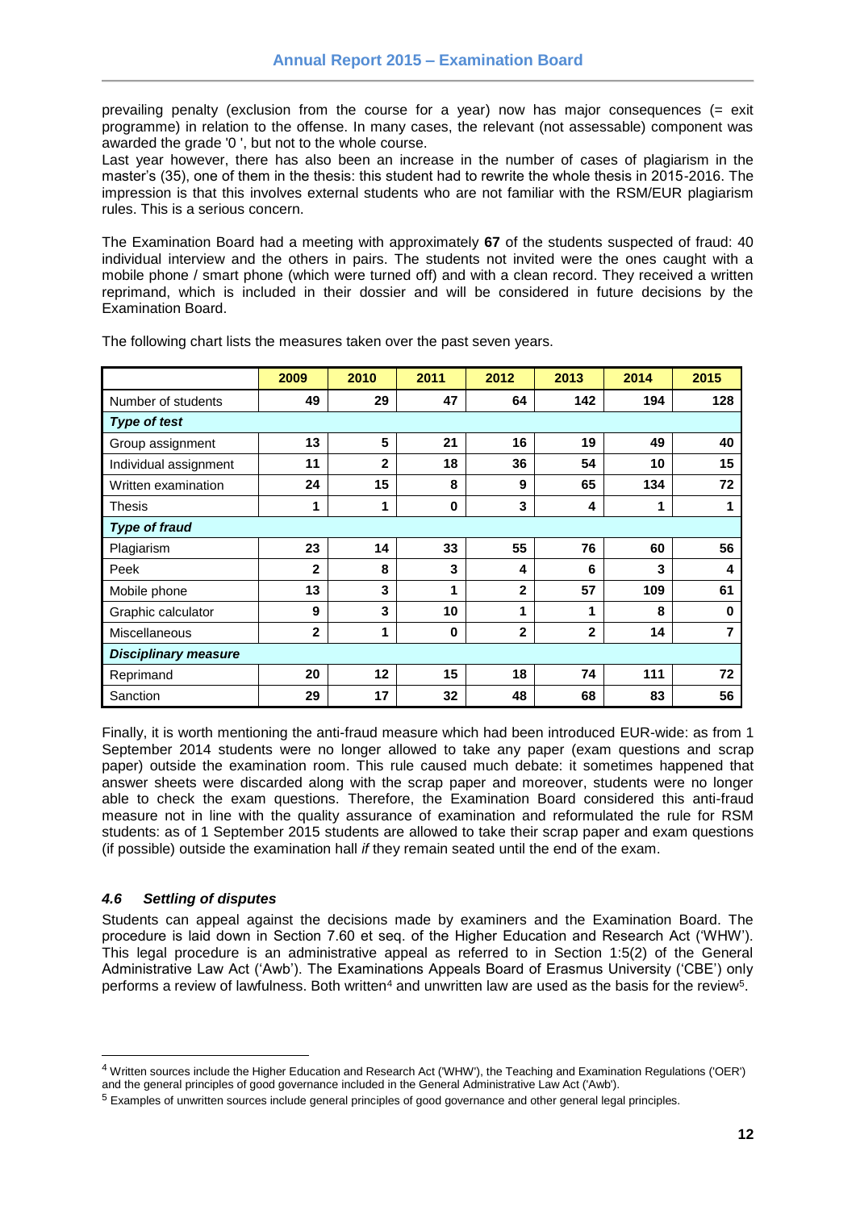prevailing penalty (exclusion from the course for a year) now has major consequences (= exit programme) in relation to the offense. In many cases, the relevant (not assessable) component was awarded the grade '0 ', but not to the whole course.
Last year however, there has also been an increase in the number of cases of plagiarism in the master's (35), one of them in the thesis: this student had to rewrite the whole thesis in 2015-2016. The impression is that this involves external students who are not familiar with the RSM/EUR plagiarism rules. This is a serious concern.

The Examination Board had a meeting with approximately **67** of the students suspected of fraud: 40 individual interview and the others in pairs. The students not invited were the ones caught with a mobile phone / smart phone (which were turned off) and with a clean record. They received a written reprimand, which is included in their dossier and will be considered in future decisions by the Examination Board.

The following chart lists the measures taken over the past seven years.

| | 2009 | 2010 | 2011 | 2012 | 2013 | 2014 | 2015 |
|---|---|---|---|---|---|---|---|
| Number of students | **49** | **29** | **47** | **64** | **142** | **194** | **128** |
| ***Type of test*** | | | | | | | |
| Group assignment | **13** | **5** | **21** | **16** | **19** | **49** | **40** |
| Individual assignment | **11** | **2** | **18** | **36** | **54** | **10** | **15** |
| Written examination | **24** | **15** | **8** | **9** | **65** | **134** | **72** |
| Thesis | **1** | **1** | **0** | **3** | **4** | **1** | **1** |
| ***Type of fraud*** | | | | | | | |
| Plagiarism | **23** | **14** | **33** | **55** | **76** | **60** | **56** |
| Peek | **2** | **8** | **3** | **4** | **6** | **3** | **4** |
| Mobile phone | **13** | **3** | **1** | **2** | **57** | **109** | **61** |
| Graphic calculator | **9** | **3** | **10** | **1** | **1** | **8** | **0** |
| Miscellaneous | **2** | **1** | **0** | **2** | **2** | **14** | **7** |
| ***Disciplinary measure*** | | | | | | | |
| Reprimand | **20** | **12** | **15** | **18** | **74** | **111** | **72** |
| Sanction | **29** | **17** | **32** | **48** | **68** | **83** | **56** |

Finally, it is worth mentioning the anti-fraud measure which had been introduced EUR-wide: as from 1 September 2014 students were no longer allowed to take any paper (exam questions and scrap paper) outside the examination room. This rule caused much debate: it sometimes happened that answer sheets were discarded along with the scrap paper and moreover, students were no longer able to check the exam questions. Therefore, the Examination Board considered this anti-fraud measure not in line with the quality assurance of examination and reformulated the rule for RSM students: as of 1 September 2015 students are allowed to take their scrap paper and exam questions (if possible) outside the examination hall *if* they remain seated until the end of the exam.

### *4.6 Settling of disputes*

Students can appeal against the decisions made by examiners and the Examination Board. The procedure is laid down in Section 7.60 et seq. of the Higher Education and Research Act ('WHW'). This legal procedure is an administrative appeal as referred to in Section 1:5(2) of the General Administrative Law Act ('Awb'). The Examinations Appeals Board of Erasmus University ('CBE') only performs a review of lawfulness. Both written[4] and unwritten law are used as the basis for the review[5].

[4] Written sources include the Higher Education and Research Act ('WHW'), the Teaching and Examination Regulations ('OER') and the general principles of good governance included in the General Administrative Law Act ('Awb').

[5] Examples of unwritten sources include general principles of good governance and other general legal principles.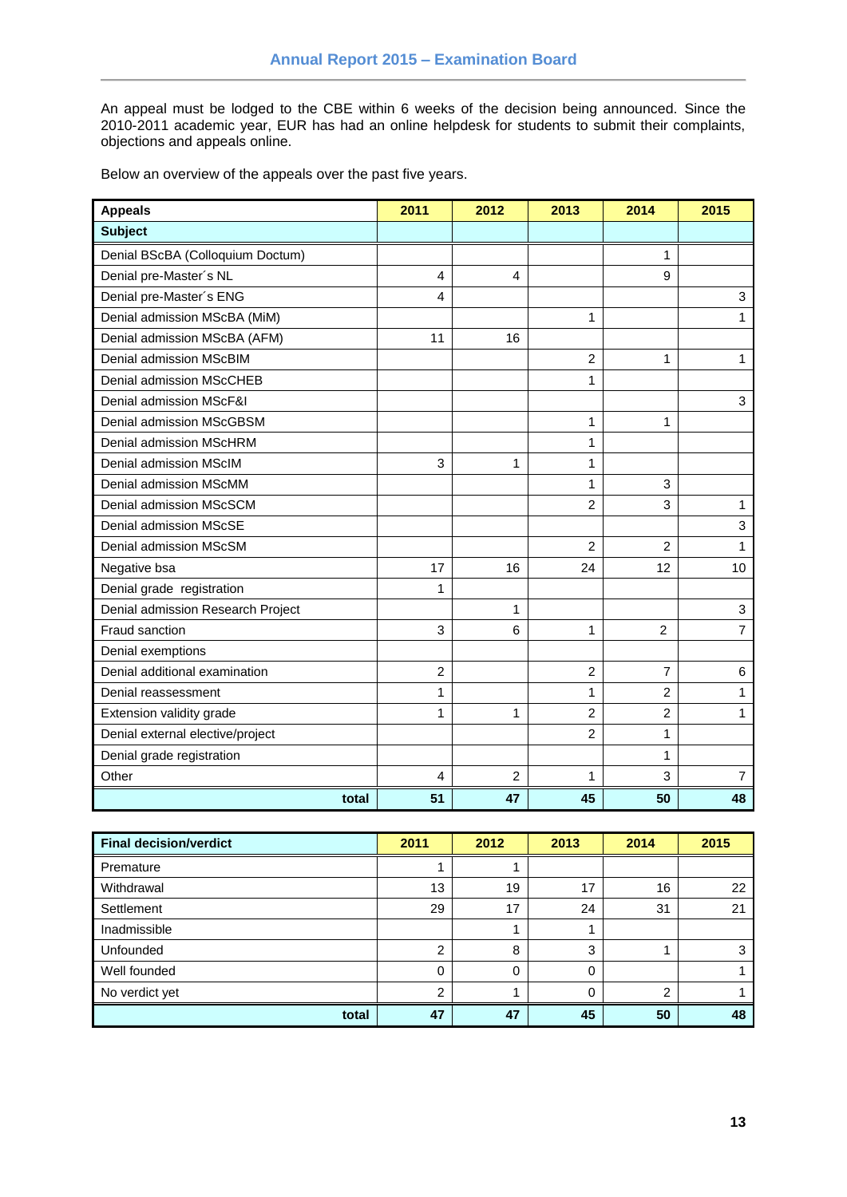An appeal must be lodged to the CBE within 6 weeks of the decision being announced. Since the 2010-2011 academic year, EUR has had an online helpdesk for students to submit their complaints, objections and appeals online.

Below an overview of the appeals over the past five years.

| Appeals | 2011 | 2012 | 2013 | 2014 | 2015 |
|---|---|---|---|---|---|
| **Subject** | | | | | |
| Denial BScBA (Colloquium Doctum) | | | | 1 | |
| Denial pre-Master´s NL | 4 | 4 | | 9 | |
| Denial pre-Master´s ENG | 4 | | | | 3 |
| Denial admission MScBA (MiM) | | | 1 | | 1 |
| Denial admission MScBA (AFM) | 11 | 16 | | | |
| Denial admission MScBIM | | | 2 | 1 | 1 |
| Denial admission MScCHEB | | | 1 | | |
| Denial admission MScF&I | | | | | 3 |
| Denial admission MScGBSM | | | 1 | 1 | |
| Denial admission MScHRM | | | 1 | | |
| Denial admission MScIM | 3 | 1 | 1 | | |
| Denial admission MScMM | | | 1 | 3 | |
| Denial admission MScSCM | | | 2 | 3 | 1 |
| Denial admission MScSE | | | | | 3 |
| Denial admission MScSM | | | 2 | 2 | 1 |
| Negative bsa | 17 | 16 | 24 | 12 | 10 |
| Denial grade registration | 1 | | | | |
| Denial admission Research Project | | 1 | | | 3 |
| Fraud sanction | 3 | 6 | 1 | 2 | 7 |
| Denial exemptions | | | | | |
| Denial additional examination | 2 | | 2 | 7 | 6 |
| Denial reassessment | 1 | | 1 | 2 | 1 |
| Extension validity grade | 1 | 1 | 2 | 2 | 1 |
| Denial external elective/project | | | 2 | 1 | |
| Denial grade registration | | | | 1 | |
| Other | 4 | 2 | 1 | 3 | 7 |
| **total** | **51** | **47** | **45** | **50** | **48** |

| Final decision/verdict | 2011 | 2012 | 2013 | 2014 | 2015 |
|---|---|---|---|---|---|
| Premature | 1 | 1 | | | |
| Withdrawal | 13 | 19 | 17 | 16 | 22 |
| Settlement | 29 | 17 | 24 | 31 | 21 |
| Inadmissible | | 1 | 1 | | |
| Unfounded | 2 | 8 | 3 | 1 | 3 |
| Well founded | 0 | 0 | 0 | | 1 |
| No verdict yet | 2 | 1 | 0 | 2 | 1 |
| **total** | **47** | **47** | **45** | **50** | **48** |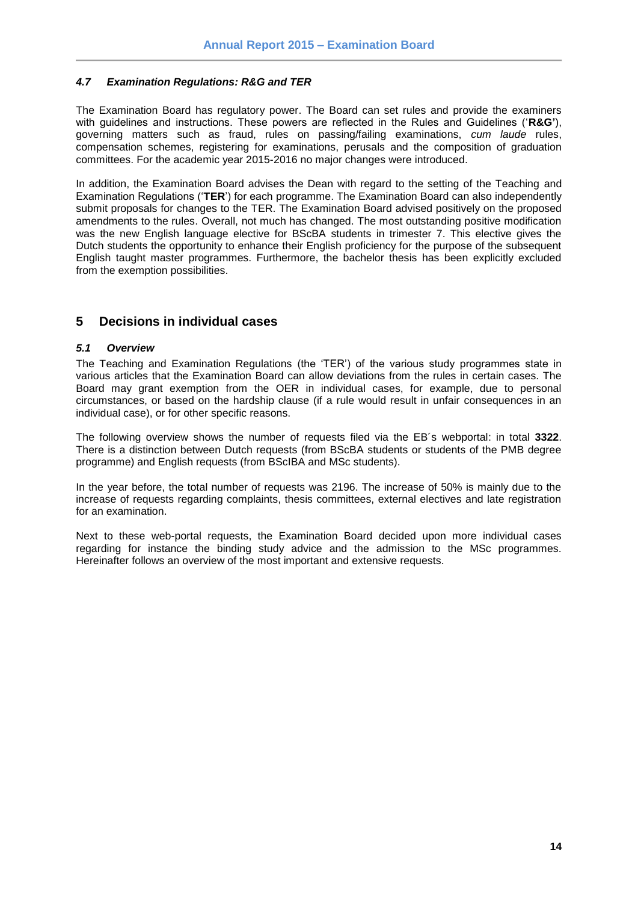### *4.7 Examination Regulations: R&G and TER*

The Examination Board has regulatory power. The Board can set rules and provide the examiners with guidelines and instructions. These powers are reflected in the Rules and Guidelines ('**R&G**'), governing matters such as fraud, rules on passing/failing examinations, *cum laude* rules, compensation schemes, registering for examinations, perusals and the composition of graduation committees. For the academic year 2015-2016 no major changes were introduced.

In addition, the Examination Board advises the Dean with regard to the setting of the Teaching and Examination Regulations ('**TER**') for each programme. The Examination Board can also independently submit proposals for changes to the TER. The Examination Board advised positively on the proposed amendments to the rules. Overall, not much has changed. The most outstanding positive modification was the new English language elective for BScBA students in trimester 7. This elective gives the Dutch students the opportunity to enhance their English proficiency for the purpose of the subsequent English taught master programmes. Furthermore, the bachelor thesis has been explicitly excluded from the exemption possibilities.

## 5 Decisions in individual cases

### *5.1 Overview*

The Teaching and Examination Regulations (the 'TER') of the various study programmes state in various articles that the Examination Board can allow deviations from the rules in certain cases. The Board may grant exemption from the OER in individual cases, for example, due to personal circumstances, or based on the hardship clause (if a rule would result in unfair consequences in an individual case), or for other specific reasons.

The following overview shows the number of requests filed via the EB´s webportal: in total **3322**. There is a distinction between Dutch requests (from BScBA students or students of the PMB degree programme) and English requests (from BScIBA and MSc students).

In the year before, the total number of requests was 2196. The increase of 50% is mainly due to the increase of requests regarding complaints, thesis committees, external electives and late registration for an examination.

Next to these web-portal requests, the Examination Board decided upon more individual cases regarding for instance the binding study advice and the admission to the MSc programmes. Hereinafter follows an overview of the most important and extensive requests.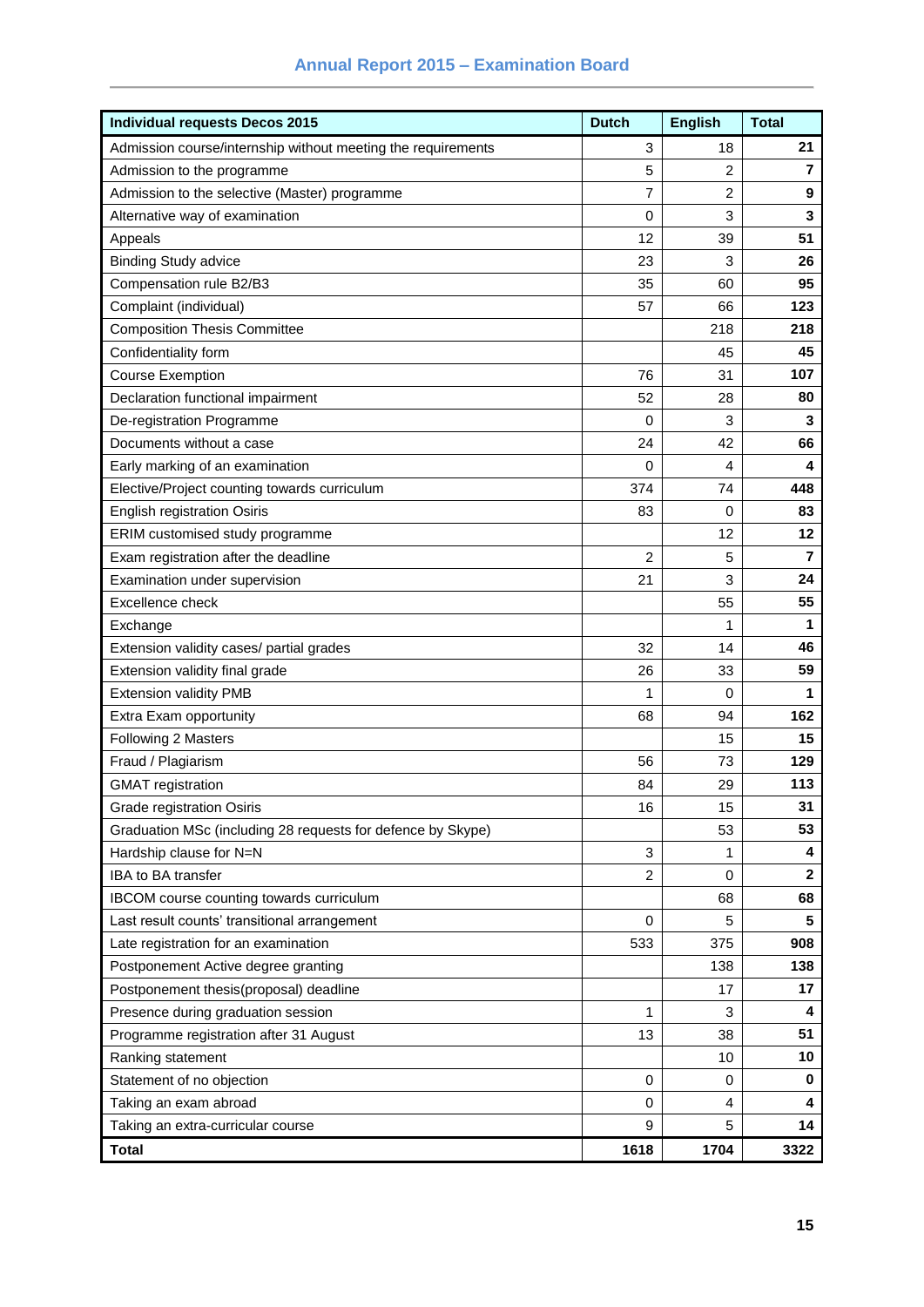| **Individual requests Decos 2015** | **Dutch** | **English** | **Total** |
|---|---|---|---|
| Admission course/internship without meeting the requirements | 3 | 18 | **21** |
| Admission to the programme | 5 | 2 | **7** |
| Admission to the selective (Master) programme | 7 | 2 | **9** |
| Alternative way of examination | 0 | 3 | **3** |
| Appeals | 12 | 39 | **51** |
| Binding Study advice | 23 | 3 | **26** |
| Compensation rule B2/B3 | 35 | 60 | **95** |
| Complaint (individual) | 57 | 66 | **123** |
| Composition Thesis Committee | | 218 | **218** |
| Confidentiality form | | 45 | **45** |
| Course Exemption | 76 | 31 | **107** |
| Declaration functional impairment | 52 | 28 | **80** |
| De-registration Programme | 0 | 3 | **3** |
| Documents without a case | 24 | 42 | **66** |
| Early marking of an examination | 0 | 4 | **4** |
| Elective/Project counting towards curriculum | 374 | 74 | **448** |
| English registration Osiris | 83 | 0 | **83** |
| ERIM customised study programme | | 12 | **12** |
| Exam registration after the deadline | 2 | 5 | **7** |
| Examination under supervision | 21 | 3 | **24** |
| Excellence check | | 55 | **55** |
| Exchange | | 1 | **1** |
| Extension validity cases/ partial grades | 32 | 14 | **46** |
| Extension validity final grade | 26 | 33 | **59** |
| Extension validity PMB | 1 | 0 | **1** |
| Extra Exam opportunity | 68 | 94 | **162** |
| Following 2 Masters | | 15 | **15** |
| Fraud / Plagiarism | 56 | 73 | **129** |
| GMAT registration | 84 | 29 | **113** |
| Grade registration Osiris | 16 | 15 | **31** |
| Graduation MSc (including 28 requests for defence by Skype) | | 53 | **53** |
| Hardship clause for N=N | 3 | 1 | **4** |
| IBA to BA transfer | 2 | 0 | **2** |
| IBCOM course counting towards curriculum | | 68 | **68** |
| Last result counts' transitional arrangement | 0 | 5 | **5** |
| Late registration for an examination | 533 | 375 | **908** |
| Postponement Active degree granting | | 138 | **138** |
| Postponement thesis(proposal) deadline | | 17 | **17** |
| Presence during graduation session | 1 | 3 | **4** |
| Programme registration after 31 August | 13 | 38 | **51** |
| Ranking statement | | 10 | **10** |
| Statement of no objection | 0 | 0 | **0** |
| Taking an exam abroad | 0 | 4 | **4** |
| Taking an extra-curricular course | 9 | 5 | **14** |
| **Total** | **1618** | **1704** | **3322** |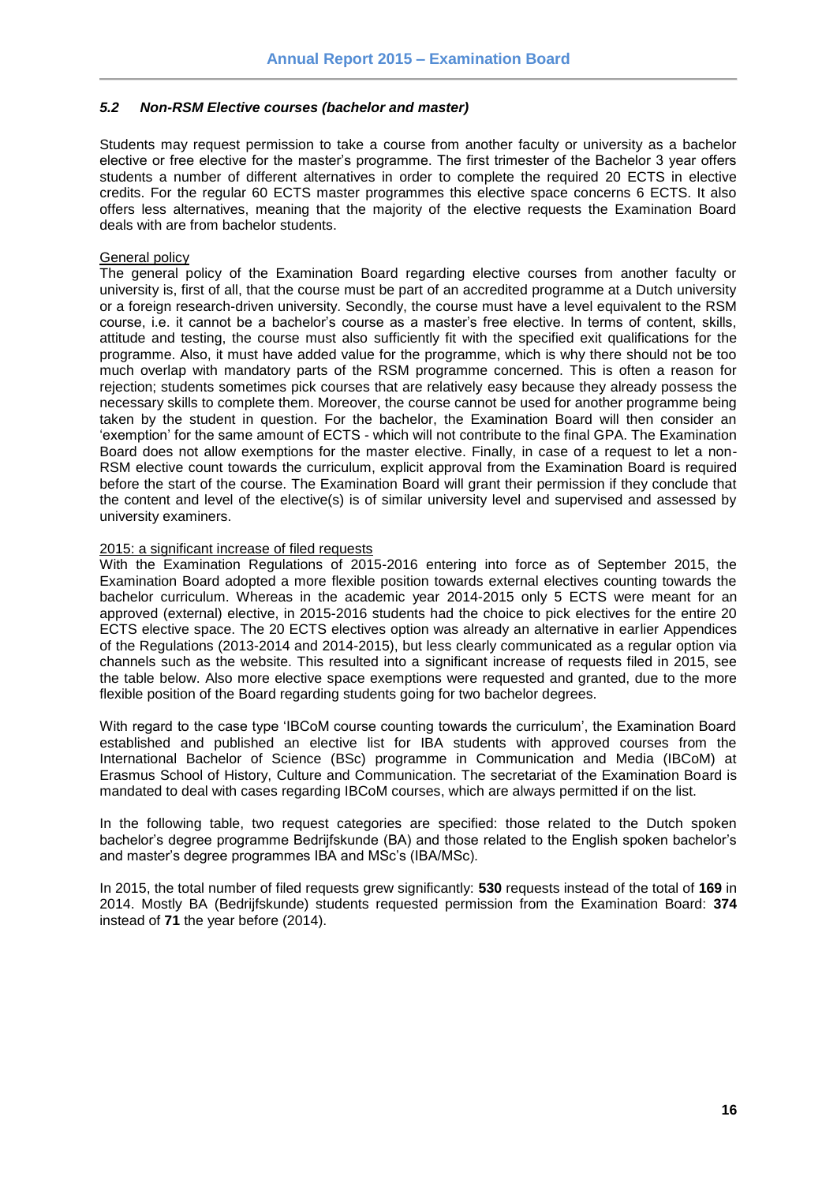### *5.2 Non-RSM Elective courses (bachelor and master)*

Students may request permission to take a course from another faculty or university as a bachelor elective or free elective for the master's programme. The first trimester of the Bachelor 3 year offers students a number of different alternatives in order to complete the required 20 ECTS in elective credits. For the regular 60 ECTS master programmes this elective space concerns 6 ECTS. It also offers less alternatives, meaning that the majority of the elective requests the Examination Board deals with are from bachelor students.

<u>General policy</u>

The general policy of the Examination Board regarding elective courses from another faculty or university is, first of all, that the course must be part of an accredited programme at a Dutch university or a foreign research-driven university. Secondly, the course must have a level equivalent to the RSM course, i.e. it cannot be a bachelor's course as a master's free elective. In terms of content, skills, attitude and testing, the course must also sufficiently fit with the specified exit qualifications for the programme. Also, it must have added value for the programme, which is why there should not be too much overlap with mandatory parts of the RSM programme concerned. This is often a reason for rejection; students sometimes pick courses that are relatively easy because they already possess the necessary skills to complete them. Moreover, the course cannot be used for another programme being taken by the student in question. For the bachelor, the Examination Board will then consider an 'exemption' for the same amount of ECTS - which will not contribute to the final GPA. The Examination Board does not allow exemptions for the master elective. Finally, in case of a request to let a non-RSM elective count towards the curriculum, explicit approval from the Examination Board is required before the start of the course. The Examination Board will grant their permission if they conclude that the content and level of the elective(s) is of similar university level and supervised and assessed by university examiners.

<u>2015: a significant increase of filed requests</u>

With the Examination Regulations of 2015-2016 entering into force as of September 2015, the Examination Board adopted a more flexible position towards external electives counting towards the bachelor curriculum. Whereas in the academic year 2014-2015 only 5 ECTS were meant for an approved (external) elective, in 2015-2016 students had the choice to pick electives for the entire 20 ECTS elective space. The 20 ECTS electives option was already an alternative in earlier Appendices of the Regulations (2013-2014 and 2014-2015), but less clearly communicated as a regular option via channels such as the website. This resulted into a significant increase of requests filed in 2015, see the table below. Also more elective space exemptions were requested and granted, due to the more flexible position of the Board regarding students going for two bachelor degrees.

With regard to the case type 'IBCoM course counting towards the curriculum', the Examination Board established and published an elective list for IBA students with approved courses from the International Bachelor of Science (BSc) programme in Communication and Media (IBCoM) at Erasmus School of History, Culture and Communication. The secretariat of the Examination Board is mandated to deal with cases regarding IBCoM courses, which are always permitted if on the list.

In the following table, two request categories are specified: those related to the Dutch spoken bachelor's degree programme Bedrijfskunde (BA) and those related to the English spoken bachelor's and master's degree programmes IBA and MSc's (IBA/MSc).

In 2015, the total number of filed requests grew significantly: **530** requests instead of the total of **169** in 2014. Mostly BA (Bedrijfskunde) students requested permission from the Examination Board: **374** instead of **71** the year before (2014).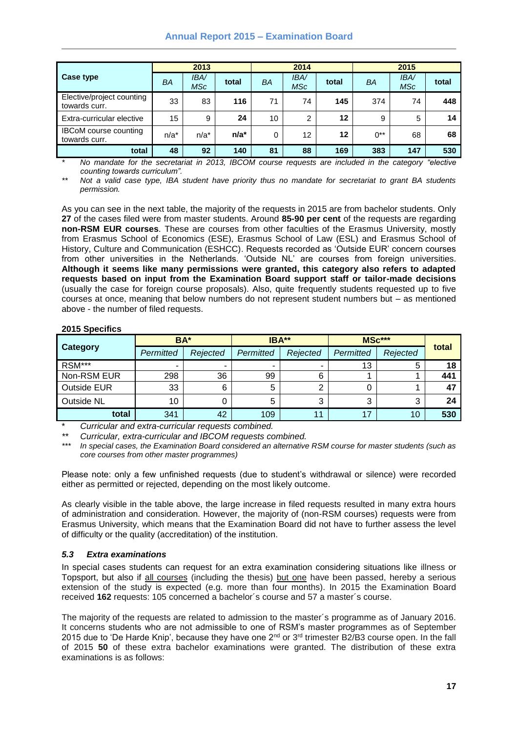| Case type | 2013 | | | 2014 | | | 2015 | | |
|---|---|---|---|---|---|---|---|---|---|
| | *BA* | *IBA/ MSc* | **total** | *BA* | *IBA/ MSc* | **total** | *BA* | *IBA/ MSc* | **total** |
| Elective/project counting towards curr. | 33 | 83 | **116** | 71 | 74 | **145** | 374 | 74 | **448** |
| Extra-curricular elective | 15 | 9 | **24** | 10 | 2 | **12** | 9 | 5 | **14** |
| IBCoM course counting towards curr. | n/a* | n/a* | **n/a*** | 0 | 12 | **12** | 0** | 68 | **68** |
| **total** | **48** | **92** | **140** | **81** | **88** | **169** | **383** | **147** | **530** |

\* *No mandate for the secretariat in 2013, IBCOM course requests are included in the category "elective counting towards curriculum".*

\** *Not a valid case type, IBA student have priority thus no mandate for secretariat to grant BA students permission.*

As you can see in the next table, the majority of the requests in 2015 are from bachelor students. Only **27** of the cases filed were from master students. Around **85-90 per cent** of the requests are regarding **non-RSM EUR courses**. These are courses from other faculties of the Erasmus University, mostly from Erasmus School of Economics (ESE), Erasmus School of Law (ESL) and Erasmus School of History, Culture and Communication (ESHCC). Requests recorded as 'Outside EUR' concern courses from other universities in the Netherlands. 'Outside NL' are courses from foreign universities. **Although it seems like many permissions were granted, this category also refers to adapted requests based on input from the Examination Board support staff or tailor-made decisions** (usually the case for foreign course proposals). Also, quite frequently students requested up to five courses at once, meaning that below numbers do not represent student numbers but – as mentioned above - the number of filed requests.

**2015 Specifics**

| Category | BA* | | IBA** | | MSc*** | | total |
|---|---|---|---|---|---|---|---|
| | *Permitted* | *Rejected* | *Permitted* | *Rejected* | *Permitted* | *Rejected* | |
| RSM*** | - | - | - | - | 13 | 5 | **18** |
| Non-RSM EUR | 298 | 36 | 99 | 6 | 1 | 1 | **441** |
| Outside EUR | 33 | 6 | 5 | 2 | 0 | 1 | **47** |
| Outside NL | 10 | 0 | 5 | 3 | 3 | 3 | **24** |
| **total** | 341 | 42 | 109 | 11 | 17 | 10 | **530** |

\* *Curricular and extra-curricular requests combined.*

\** *Curricular, extra-curricular and IBCOM requests combined.*

\*** *In special cases, the Examination Board considered an alternative RSM course for master students (such as core courses from other master programmes)*

Please note: only a few unfinished requests (due to student's withdrawal or silence) were recorded either as permitted or rejected, depending on the most likely outcome.

As clearly visible in the table above, the large increase in filed requests resulted in many extra hours of administration and consideration. However, the majority of (non-RSM courses) requests were from Erasmus University, which means that the Examination Board did not have to further assess the level of difficulty or the quality (accreditation) of the institution.

### 5.3 *Extra examinations*

In special cases students can request for an extra examination considering situations like illness or Topsport, but also if all courses (including the thesis) but one have been passed, hereby a serious extension of the study is expected (e.g. more than four months). In 2015 the Examination Board received **162** requests: 105 concerned a bachelor´s course and 57 a master´s course.

The majority of the requests are related to admission to the master´s programme as of January 2016. It concerns students who are not admissible to one of RSM's master programmes as of September 2015 due to 'De Harde Knip', because they have one 2nd or 3rd trimester B2/B3 course open. In the fall of 2015 **50** of these extra bachelor examinations were granted. The distribution of these extra examinations is as follows: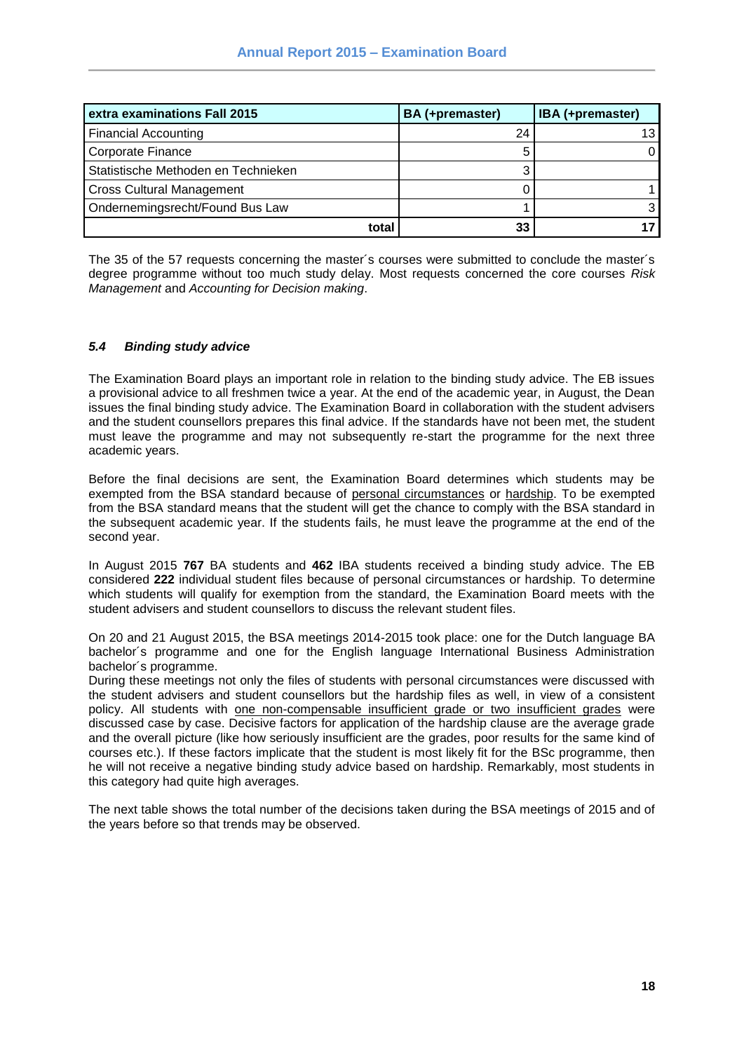| extra examinations Fall 2015 | BA (+premaster) | IBA (+premaster) |
|---|---|---|
| Financial Accounting | 24 | 13 |
| Corporate Finance | 5 | 0 |
| Statistische Methoden en Technieken | 3 | |
| Cross Cultural Management | 0 | 1 |
| Ondernemingsrecht/Found Bus Law | 1 | 3 |
| **total** | **33** | **17** |

The 35 of the 57 requests concerning the master´s courses were submitted to conclude the master´s degree programme without too much study delay. Most requests concerned the core courses *Risk Management* and *Accounting for Decision making*.

### *5.4 Binding study advice*

The Examination Board plays an important role in relation to the binding study advice. The EB issues a provisional advice to all freshmen twice a year. At the end of the academic year, in August, the Dean issues the final binding study advice. The Examination Board in collaboration with the student advisers and the student counsellors prepares this final advice. If the standards have not been met, the student must leave the programme and may not subsequently re-start the programme for the next three academic years.

Before the final decisions are sent, the Examination Board determines which students may be exempted from the BSA standard because of personal circumstances or hardship. To be exempted from the BSA standard means that the student will get the chance to comply with the BSA standard in the subsequent academic year. If the students fails, he must leave the programme at the end of the second year.

In August 2015 **767** BA students and **462** IBA students received a binding study advice. The EB considered **222** individual student files because of personal circumstances or hardship. To determine which students will qualify for exemption from the standard, the Examination Board meets with the student advisers and student counsellors to discuss the relevant student files.

On 20 and 21 August 2015, the BSA meetings 2014-2015 took place: one for the Dutch language BA bachelor´s programme and one for the English language International Business Administration bachelor´s programme.
During these meetings not only the files of students with personal circumstances were discussed with the student advisers and student counsellors but the hardship files as well, in view of a consistent policy. All students with one non-compensable insufficient grade or two insufficient grades were discussed case by case. Decisive factors for application of the hardship clause are the average grade and the overall picture (like how seriously insufficient are the grades, poor results for the same kind of courses etc.). If these factors implicate that the student is most likely fit for the BSc programme, then he will not receive a negative binding study advice based on hardship. Remarkably, most students in this category had quite high averages.

The next table shows the total number of the decisions taken during the BSA meetings of 2015 and of the years before so that trends may be observed.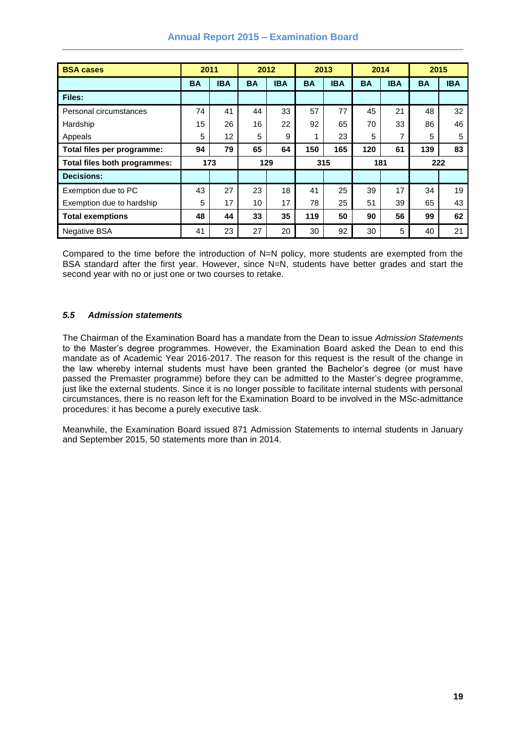| BSA cases | 2011 | | 2012 | | 2013 | | 2014 | | 2015 | |
|---|---|---|---|---|---|---|---|---|---|---|
| | **BA** | **IBA** | **BA** | **IBA** | **BA** | **IBA** | **BA** | **IBA** | **BA** | **IBA** |
| **Files:** | | | | | | | | | | |
| Personal circumstances | 74 | 41 | 44 | 33 | 57 | 77 | 45 | 21 | 48 | 32 |
| Hardship | 15 | 26 | 16 | 22 | 92 | 65 | 70 | 33 | 86 | 46 |
| Appeals | 5 | 12 | 5 | 9 | 1 | 23 | 5 | 7 | 5 | 5 |
| **Total files per programme:** | **94** | **79** | **65** | **64** | **150** | **165** | **120** | **61** | **139** | **83** |
| **Total files both programmes:** | **173** | | **129** | | **315** | | **181** | | **222** | |
| **Decisions:** | | | | | | | | | | |
| Exemption due to PC | 43 | 27 | 23 | 18 | 41 | 25 | 39 | 17 | 34 | 19 |
| Exemption due to hardship | 5 | 17 | 10 | 17 | 78 | 25 | 51 | 39 | 65 | 43 |
| **Total exemptions** | **48** | **44** | **33** | **35** | **119** | **50** | **90** | **56** | **99** | **62** |
| Negative BSA | 41 | 23 | 27 | 20 | 30 | 92 | 30 | 5 | 40 | 21 |

Compared to the time before the introduction of N=N policy, more students are exempted from the BSA standard after the first year. However, since N=N, students have better grades and start the second year with no or just one or two courses to retake.

### *5.5 Admission statements*

The Chairman of the Examination Board has a mandate from the Dean to issue *Admission Statements* to the Master's degree programmes. However, the Examination Board asked the Dean to end this mandate as of Academic Year 2016-2017. The reason for this request is the result of the change in the law whereby internal students must have been granted the Bachelor's degree (or must have passed the Premaster programme) before they can be admitted to the Master's degree programme, just like the external students. Since it is no longer possible to facilitate internal students with personal circumstances, there is no reason left for the Examination Board to be involved in the MSc-admittance procedures: it has become a purely executive task.

Meanwhile, the Examination Board issued 871 Admission Statements to internal students in January and September 2015, 50 statements more than in 2014.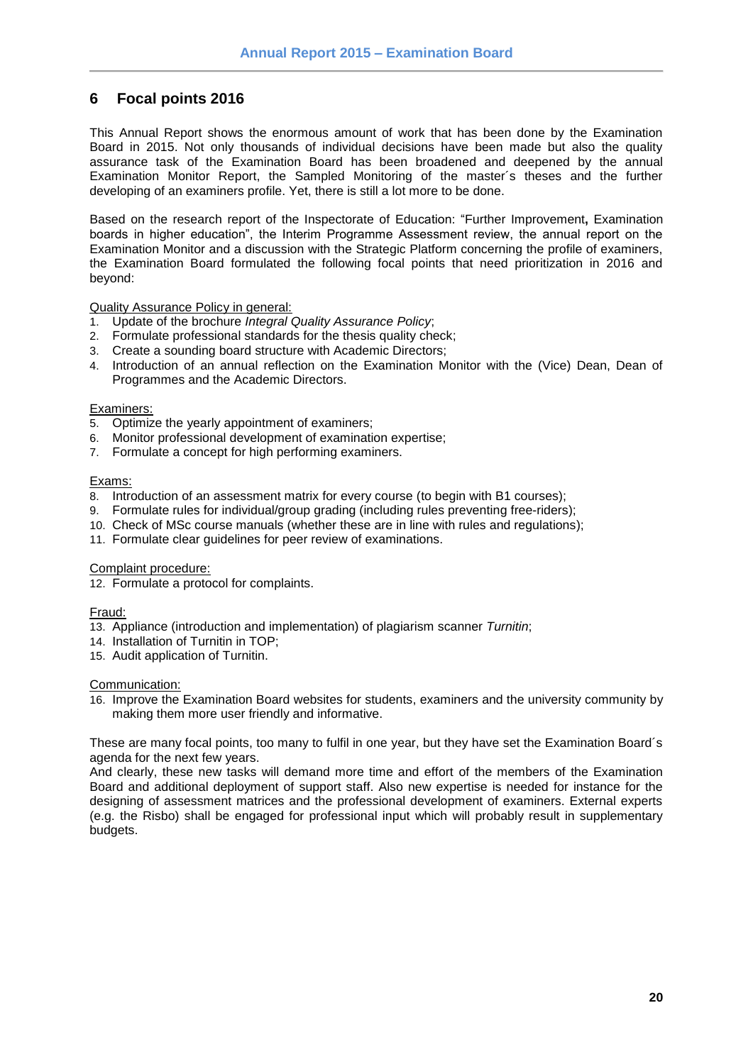## 6 Focal points 2016

This Annual Report shows the enormous amount of work that has been done by the Examination Board in 2015. Not only thousands of individual decisions have been made but also the quality assurance task of the Examination Board has been broadened and deepened by the annual Examination Monitor Report, the Sampled Monitoring of the master´s theses and the further developing of an examiners profile. Yet, there is still a lot more to be done.

Based on the research report of the Inspectorate of Education: "Further Improvement**,** Examination boards in higher education", the Interim Programme Assessment review, the annual report on the Examination Monitor and a discussion with the Strategic Platform concerning the profile of examiners, the Examination Board formulated the following focal points that need prioritization in 2016 and beyond:

<u>Quality Assurance Policy in general:</u>

1. Update of the brochure *Integral Quality Assurance Policy*;
2. Formulate professional standards for the thesis quality check;
3. Create a sounding board structure with Academic Directors;
4. Introduction of an annual reflection on the Examination Monitor with the (Vice) Dean, Dean of Programmes and the Academic Directors.

<u>Examiners:</u>

5. Optimize the yearly appointment of examiners;
6. Monitor professional development of examination expertise;
7. Formulate a concept for high performing examiners.

<u>Exams:</u>

8. Introduction of an assessment matrix for every course (to begin with B1 courses);
9. Formulate rules for individual/group grading (including rules preventing free-riders);
10. Check of MSc course manuals (whether these are in line with rules and regulations);
11. Formulate clear guidelines for peer review of examinations.

<u>Complaint procedure:</u>

12. Formulate a protocol for complaints.

<u>Fraud:</u>

13. Appliance (introduction and implementation) of plagiarism scanner *Turnitin*;
14. Installation of Turnitin in TOP;
15. Audit application of Turnitin.

<u>Communication:</u>

16. Improve the Examination Board websites for students, examiners and the university community by making them more user friendly and informative.

These are many focal points, too many to fulfil in one year, but they have set the Examination Board´s agenda for the next few years.
And clearly, these new tasks will demand more time and effort of the members of the Examination Board and additional deployment of support staff. Also new expertise is needed for instance for the designing of assessment matrices and the professional development of examiners. External experts (e.g. the Risbo) shall be engaged for professional input which will probably result in supplementary budgets.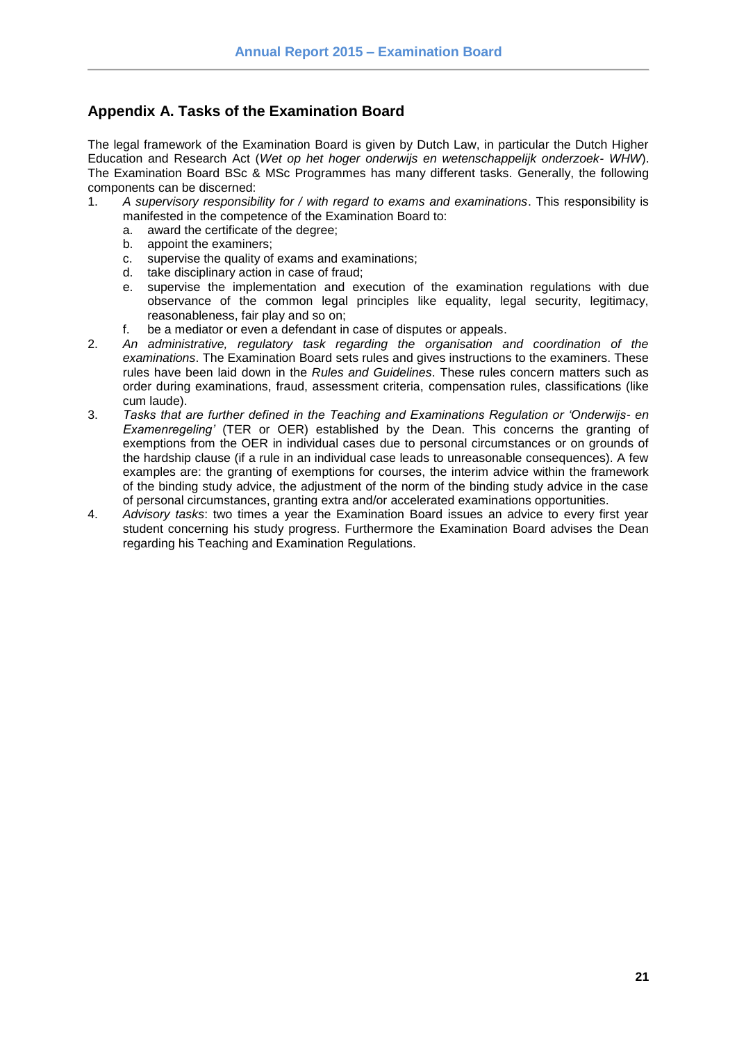## Appendix A. Tasks of the Examination Board

The legal framework of the Examination Board is given by Dutch Law, in particular the Dutch Higher Education and Research Act (*Wet op het hoger onderwijs en wetenschappelijk onderzoek- WHW*). The Examination Board BSc & MSc Programmes has many different tasks. Generally, the following components can be discerned:

1. *A supervisory responsibility for / with regard to exams and examinations*. This responsibility is manifested in the competence of the Examination Board to:
   a. award the certificate of the degree;
   b. appoint the examiners;
   c. supervise the quality of exams and examinations;
   d. take disciplinary action in case of fraud;
   e. supervise the implementation and execution of the examination regulations with due observance of the common legal principles like equality, legal security, legitimacy, reasonableness, fair play and so on;
   f. be a mediator or even a defendant in case of disputes or appeals.
2. *An administrative, regulatory task regarding the organisation and coordination of the examinations*. The Examination Board sets rules and gives instructions to the examiners. These rules have been laid down in the *Rules and Guidelines*. These rules concern matters such as order during examinations, fraud, assessment criteria, compensation rules, classifications (like cum laude).
3. *Tasks that are further defined in the Teaching and Examinations Regulation or 'Onderwijs- en Examenregeling'* (TER or OER) established by the Dean. This concerns the granting of exemptions from the OER in individual cases due to personal circumstances or on grounds of the hardship clause (if a rule in an individual case leads to unreasonable consequences). A few examples are: the granting of exemptions for courses, the interim advice within the framework of the binding study advice, the adjustment of the norm of the binding study advice in the case of personal circumstances, granting extra and/or accelerated examinations opportunities.
4. *Advisory tasks*: two times a year the Examination Board issues an advice to every first year student concerning his study progress. Furthermore the Examination Board advises the Dean regarding his Teaching and Examination Regulations.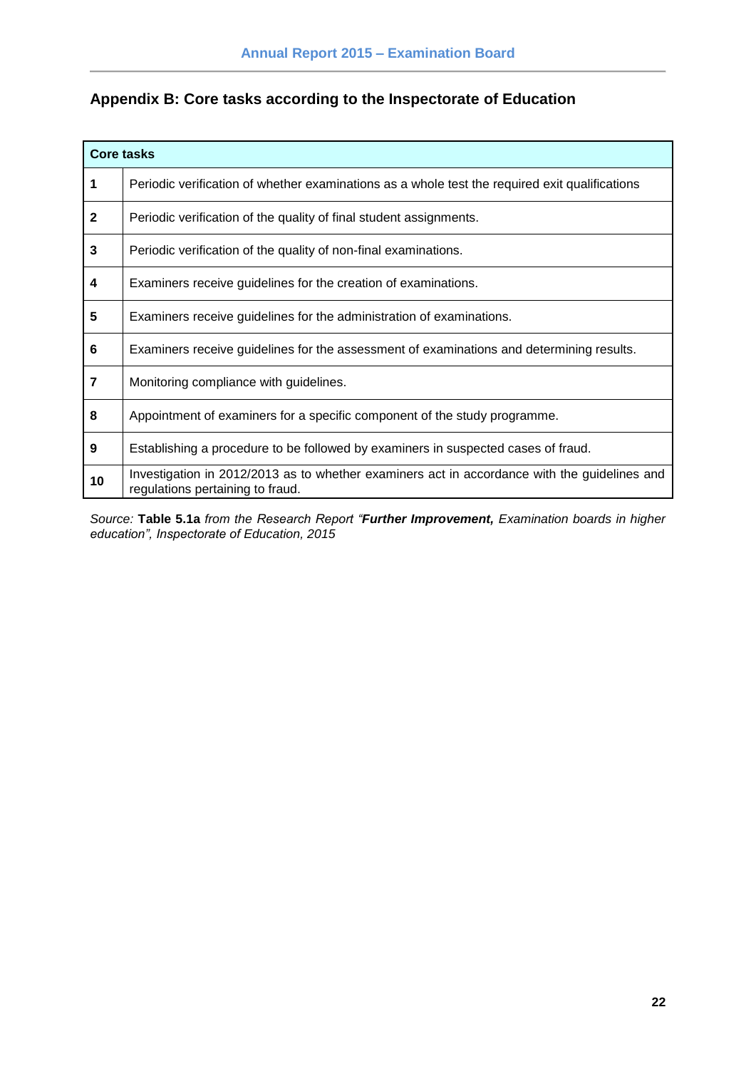## Appendix B: Core tasks according to the Inspectorate of Education

| Core tasks | |
|---|---|
| **1** | Periodic verification of whether examinations as a whole test the required exit qualifications |
| **2** | Periodic verification of the quality of final student assignments. |
| **3** | Periodic verification of the quality of non-final examinations. |
| **4** | Examiners receive guidelines for the creation of examinations. |
| **5** | Examiners receive guidelines for the administration of examinations. |
| **6** | Examiners receive guidelines for the assessment of examinations and determining results. |
| **7** | Monitoring compliance with guidelines. |
| **8** | Appointment of examiners for a specific component of the study programme. |
| **9** | Establishing a procedure to be followed by examiners in suspected cases of fraud. |
| **10** | Investigation in 2012/2013 as to whether examiners act in accordance with the guidelines and regulations pertaining to fraud. |

*Source:* **Table 5.1a** *from the Research Report "**Further Improvement,** Examination boards in higher education", Inspectorate of Education, 2015*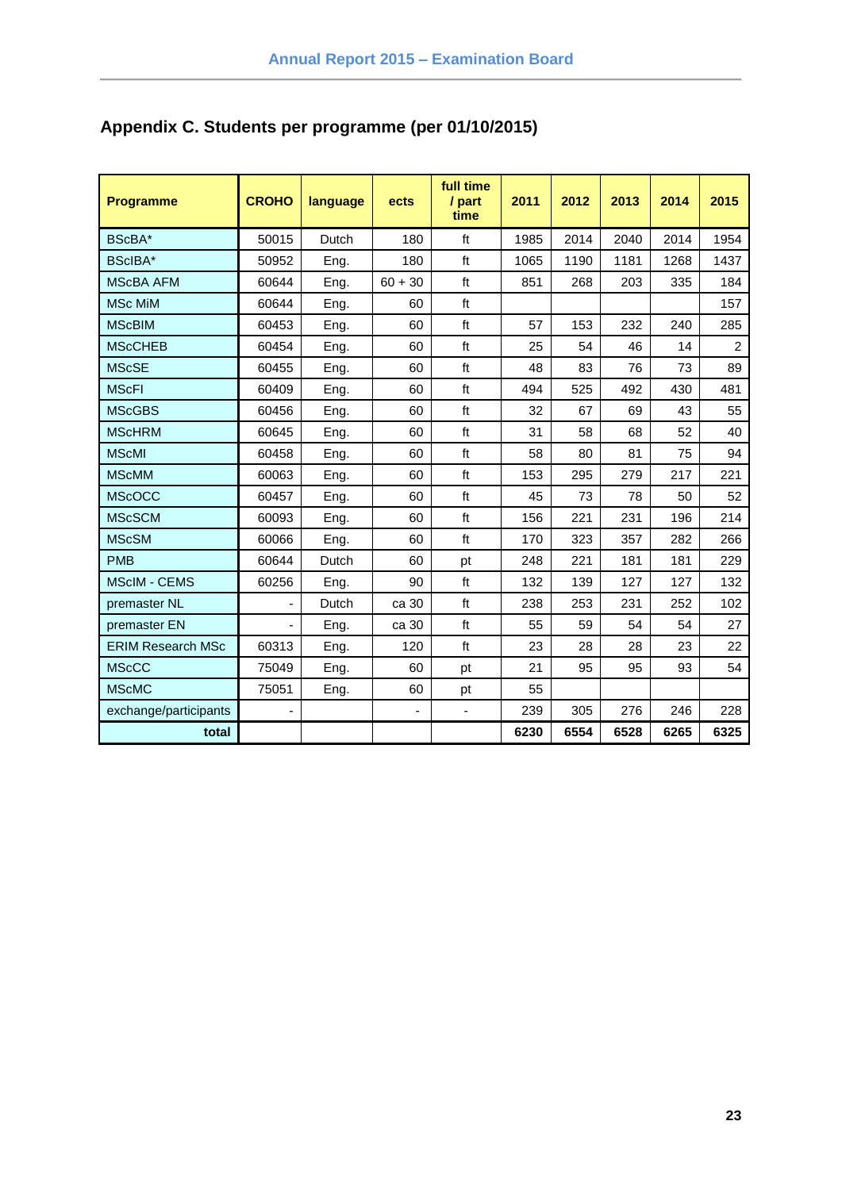## Appendix C. Students per programme (per 01/10/2015)

| Programme | CROHO | language | ects | full time / part time | 2011 | 2012 | 2013 | 2014 | 2015 |
|---|---|---|---|---|---|---|---|---|---|
| BScBA* | 50015 | Dutch | 180 | ft | 1985 | 2014 | 2040 | 2014 | 1954 |
| BScIBA* | 50952 | Eng. | 180 | ft | 1065 | 1190 | 1181 | 1268 | 1437 |
| MScBA AFM | 60644 | Eng. | 60 + 30 | ft | 851 | 268 | 203 | 335 | 184 |
| MSc MiM | 60644 | Eng. | 60 | ft | | | | | 157 |
| MScBIM | 60453 | Eng. | 60 | ft | 57 | 153 | 232 | 240 | 285 |
| MScCHEB | 60454 | Eng. | 60 | ft | 25 | 54 | 46 | 14 | 2 |
| MScSE | 60455 | Eng. | 60 | ft | 48 | 83 | 76 | 73 | 89 |
| MScFI | 60409 | Eng. | 60 | ft | 494 | 525 | 492 | 430 | 481 |
| MScGBS | 60456 | Eng. | 60 | ft | 32 | 67 | 69 | 43 | 55 |
| MScHRM | 60645 | Eng. | 60 | ft | 31 | 58 | 68 | 52 | 40 |
| MScMI | 60458 | Eng. | 60 | ft | 58 | 80 | 81 | 75 | 94 |
| MScMM | 60063 | Eng. | 60 | ft | 153 | 295 | 279 | 217 | 221 |
| MScOCC | 60457 | Eng. | 60 | ft | 45 | 73 | 78 | 50 | 52 |
| MScSCM | 60093 | Eng. | 60 | ft | 156 | 221 | 231 | 196 | 214 |
| MScSM | 60066 | Eng. | 60 | ft | 170 | 323 | 357 | 282 | 266 |
| PMB | 60644 | Dutch | 60 | pt | 248 | 221 | 181 | 181 | 229 |
| MScIM - CEMS | 60256 | Eng. | 90 | ft | 132 | 139 | 127 | 127 | 132 |
| premaster NL | - | Dutch | ca 30 | ft | 238 | 253 | 231 | 252 | 102 |
| premaster EN | - | Eng. | ca 30 | ft | 55 | 59 | 54 | 54 | 27 |
| ERIM Research MSc | 60313 | Eng. | 120 | ft | 23 | 28 | 28 | 23 | 22 |
| MScCC | 75049 | Eng. | 60 | pt | 21 | 95 | 95 | 93 | 54 |
| MScMC | 75051 | Eng. | 60 | pt | 55 | | | | |
| exchange/participants | - | | - | - | 239 | 305 | 276 | 246 | 228 |
| **total** | | | | | **6230** | **6554** | **6528** | **6265** | **6325** |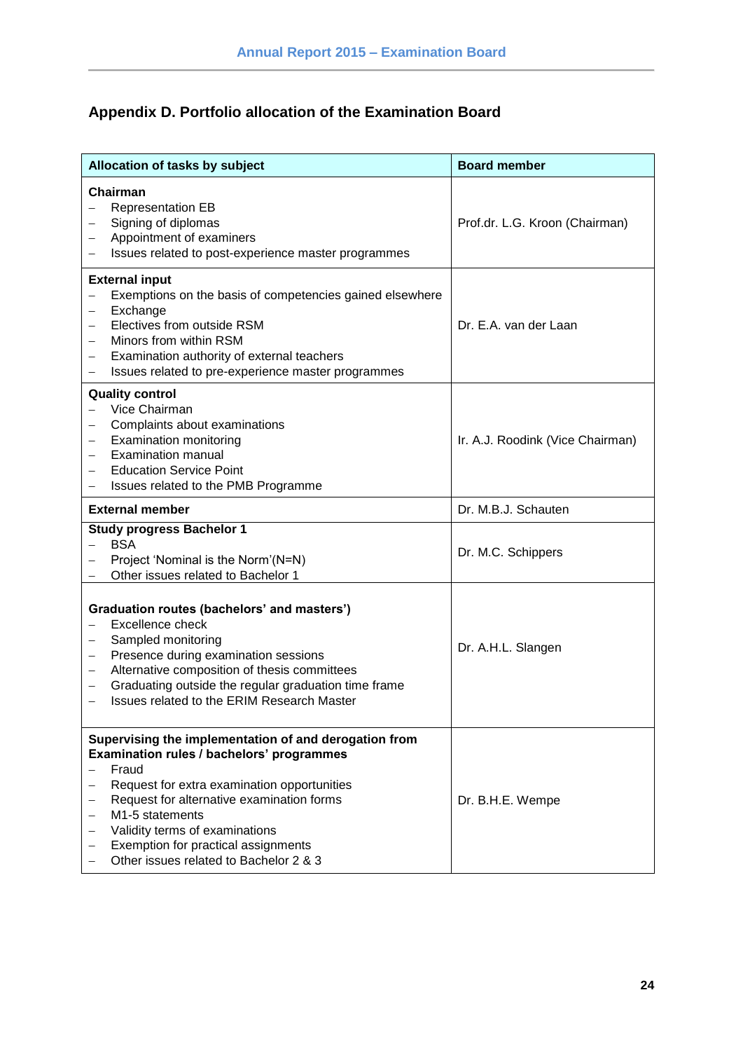## Appendix D. Portfolio allocation of the Examination Board

| Allocation of tasks by subject | Board member |
|---|---|
| **Chairman**<br>– Representation EB<br>– Signing of diplomas<br>– Appointment of examiners<br>– Issues related to post-experience master programmes | Prof.dr. L.G. Kroon (Chairman) |
| **External input**<br>– Exemptions on the basis of competencies gained elsewhere<br>– Exchange<br>– Electives from outside RSM<br>– Minors from within RSM<br>– Examination authority of external teachers<br>– Issues related to pre-experience master programmes | Dr. E.A. van der Laan |
| **Quality control**<br>– Vice Chairman<br>– Complaints about examinations<br>– Examination monitoring<br>– Examination manual<br>– Education Service Point<br>– Issues related to the PMB Programme | Ir. A.J. Roodink (Vice Chairman) |
| **External member** | Dr. M.B.J. Schauten |
| **Study progress Bachelor 1**<br>– BSA<br>– Project 'Nominal is the Norm'(N=N)<br>– Other issues related to Bachelor 1 | Dr. M.C. Schippers |
| **Graduation routes (bachelors' and masters')**<br>– Excellence check<br>– Sampled monitoring<br>– Presence during examination sessions<br>– Alternative composition of thesis committees<br>– Graduating outside the regular graduation time frame<br>– Issues related to the ERIM Research Master | Dr. A.H.L. Slangen |
| **Supervising the implementation of and derogation from Examination rules / bachelors' programmes**<br>– Fraud<br>– Request for extra examination opportunities<br>– Request for alternative examination forms<br>– M1-5 statements<br>– Validity terms of examinations<br>– Exemption for practical assignments<br>– Other issues related to Bachelor 2 & 3 | Dr. B.H.E. Wempe |